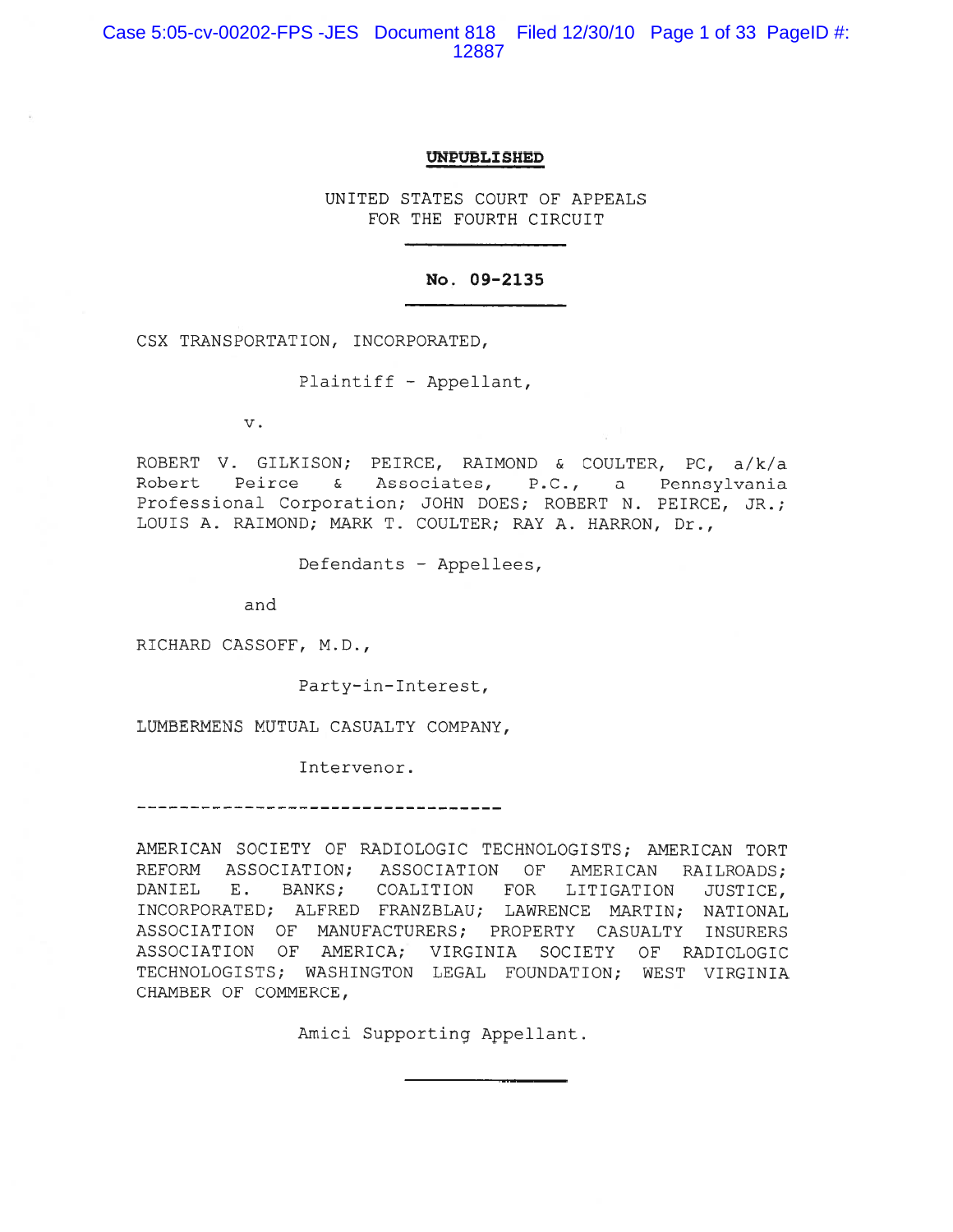**UNPUBLISHED**

UNITED STATES COURT OF APPEALS
FOR THE FOURTH CIRCUIT

---

**No. 09-2135**

---

CSX TRANSPORTATION, INCORPORATED,

Plaintiff - Appellant,

v.

ROBERT V. GILKISON; PEIRCE, RAIMOND & COULTER, PC, a/k/a Robert Peirce & Associates, P.C., a Pennsylvania Professional Corporation; JOHN DOES; ROBERT N. PEIRCE, JR.; LOUIS A. RAIMOND; MARK T. COULTER; RAY A. HARRON, Dr.,

Defendants - Appellees,

and

RICHARD CASSOFF, M.D.,

Party-in-Interest,

LUMBERMENS MUTUAL CASUALTY COMPANY,

Intervenor.

---

AMERICAN SOCIETY OF RADIOLOGIC TECHNOLOGISTS; AMERICAN TORT REFORM ASSOCIATION; ASSOCIATION OF AMERICAN RAILROADS; DANIEL E. BANKS; COALITION FOR LITIGATION JUSTICE, INCORPORATED; ALFRED FRANZBLAU; LAWRENCE MARTIN; NATIONAL ASSOCIATION OF MANUFACTURERS; PROPERTY CASUALTY INSURERS ASSOCIATION OF AMERICA; VIRGINIA SOCIETY OF RADIOLOGIC TECHNOLOGISTS; WASHINGTON LEGAL FOUNDATION; WEST VIRGINIA CHAMBER OF COMMERCE,

Amici Supporting Appellant.

---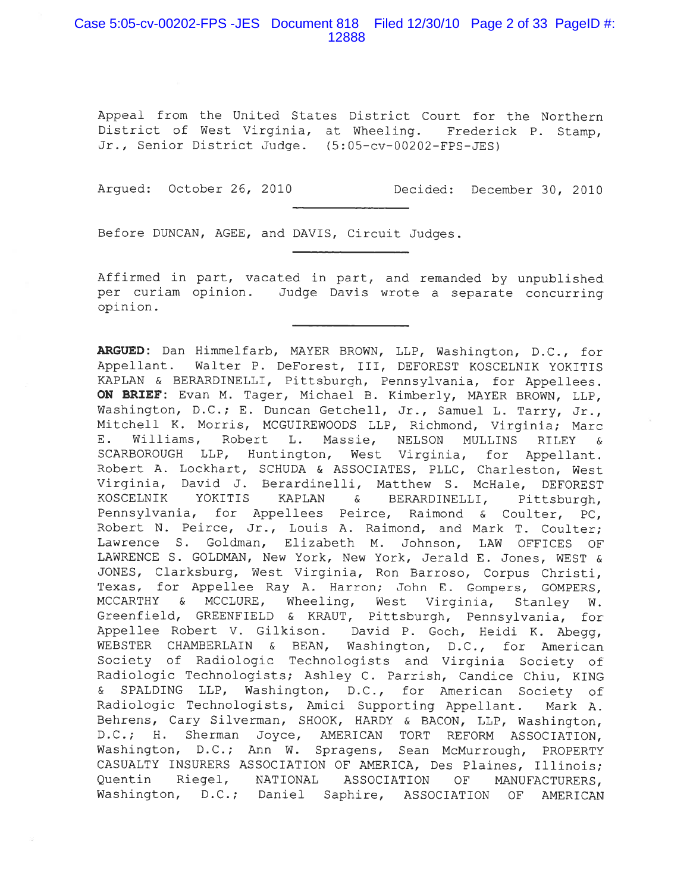Appeal from the United States District Court for the Northern District of West Virginia, at Wheeling. Frederick P. Stamp, Jr., Senior District Judge. (5:05-cv-00202-FPS-JES)

Argued: October 26, 2010 Decided: December 30, 2010

---

Before DUNCAN, AGEE, and DAVIS, Circuit Judges.

---

Affirmed in part, vacated in part, and remanded by unpublished per curiam opinion. Judge Davis wrote a separate concurring opinion.

---

**ARGUED**: Dan Himmelfarb, MAYER BROWN, LLP, Washington, D.C., for Appellant. Walter P. DeForest, III, DEFOREST KOSCELNIK YOKITIS KAPLAN & BERARDINELLI, Pittsburgh, Pennsylvania, for Appellees. **ON BRIEF**: Evan M. Tager, Michael B. Kimberly, MAYER BROWN, LLP, Washington, D.C.; E. Duncan Getchell, Jr., Samuel L. Tarry, Jr., Mitchell K. Morris, MCGUIREWOODS LLP, Richmond, Virginia; Marc E. Williams, Robert L. Massie, NELSON MULLINS RILEY & SCARBOROUGH LLP, Huntington, West Virginia, for Appellant. Robert A. Lockhart, SCHUDA & ASSOCIATES, PLLC, Charleston, West Virginia, David J. Berardinelli, Matthew S. McHale, DEFOREST KOSCELNIK YOKITIS KAPLAN & BERARDINELLI, Pittsburgh, Pennsylvania, for Appellees Peirce, Raimond & Coulter, PC, Robert N. Peirce, Jr., Louis A. Raimond, and Mark T. Coulter; Lawrence S. Goldman, Elizabeth M. Johnson, LAW OFFICES OF LAWRENCE S. GOLDMAN, New York, New York, Jerald E. Jones, WEST & JONES, Clarksburg, West Virginia, Ron Barroso, Corpus Christi, Texas, for Appellee Ray A. Harron; John E. Gompers, GOMPERS, MCCARTHY & MCCLURE, Wheeling, West Virginia, Stanley W. Greenfield, GREENFIELD & KRAUT, Pittsburgh, Pennsylvania, for Appellee Robert V. Gilkison. David P. Goch, Heidi K. Abegg, WEBSTER CHAMBERLAIN & BEAN, Washington, D.C., for American Society of Radiologic Technologists and Virginia Society of Radiologic Technologists; Ashley C. Parrish, Candice Chiu, KING & SPALDING LLP, Washington, D.C., for American Society of Radiologic Technologists, Amici Supporting Appellant. Mark A. Behrens, Cary Silverman, SHOOK, HARDY & BACON, LLP, Washington, D.C.; H. Sherman Joyce, AMERICAN TORT REFORM ASSOCIATION, Washington, D.C.; Ann W. Spragens, Sean McMurrough, PROPERTY CASUALTY INSURERS ASSOCIATION OF AMERICA, Des Plaines, Illinois; Quentin Riegel, NATIONAL ASSOCIATION OF MANUFACTURERS, Washington, D.C.; Daniel Saphire, ASSOCIATION OF AMERICAN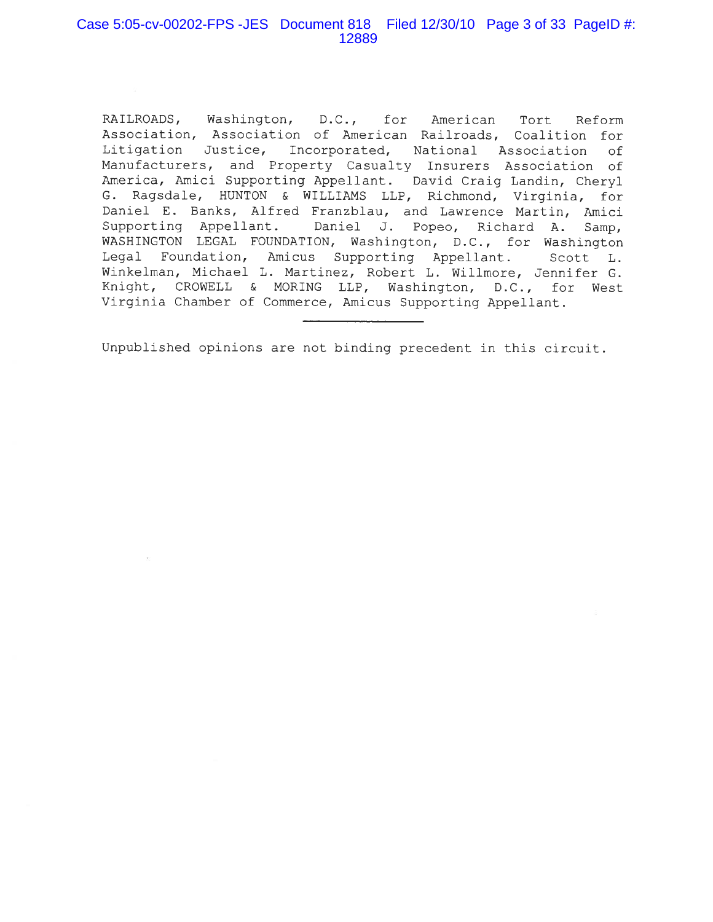RAILROADS, Washington, D.C., for American Tort Reform Association, Association of American Railroads, Coalition for Litigation Justice, Incorporated, National Association of Manufacturers, and Property Casualty Insurers Association of America, Amici Supporting Appellant. David Craig Landin, Cheryl G. Ragsdale, HUNTON & WILLIAMS LLP, Richmond, Virginia, for Daniel E. Banks, Alfred Franzblau, and Lawrence Martin, Amici Supporting Appellant. Daniel J. Popeo, Richard A. Samp, WASHINGTON LEGAL FOUNDATION, Washington, D.C., for Washington Legal Foundation, Amicus Supporting Appellant. Scott L. Winkelman, Michael L. Martinez, Robert L. Willmore, Jennifer G. Knight, CROWELL & MORING LLP, Washington, D.C., for West Virginia Chamber of Commerce, Amicus Supporting Appellant.

---

Unpublished opinions are not binding precedent in this circuit.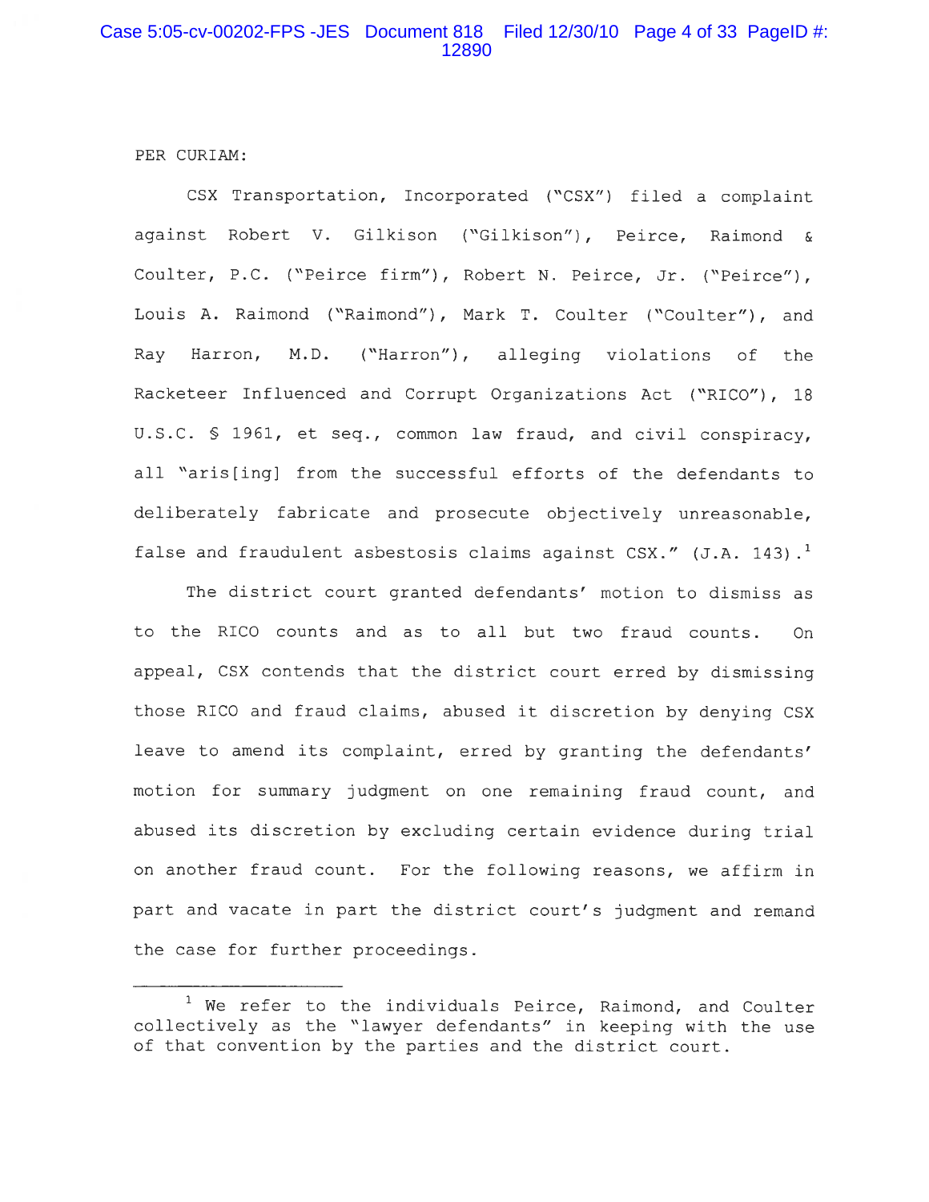PER CURIAM:

CSX Transportation, Incorporated ("CSX") filed a complaint against Robert V. Gilkison ("Gilkison"), Peirce, Raimond & Coulter, P.C. ("Peirce firm"), Robert N. Peirce, Jr. ("Peirce"), Louis A. Raimond ("Raimond"), Mark T. Coulter ("Coulter"), and Ray Harron, M.D. ("Harron"), alleging violations of the Racketeer Influenced and Corrupt Organizations Act ("RICO"), 18 U.S.C. § 1961, et seq., common law fraud, and civil conspiracy, all "aris[ing] from the successful efforts of the defendants to deliberately fabricate and prosecute objectively unreasonable, false and fraudulent asbestosis claims against CSX." (J.A. 143).[1]

The district court granted defendants' motion to dismiss as to the RICO counts and as to all but two fraud counts. On appeal, CSX contends that the district court erred by dismissing those RICO and fraud claims, abused it discretion by denying CSX leave to amend its complaint, erred by granting the defendants' motion for summary judgment on one remaining fraud count, and abused its discretion by excluding certain evidence during trial on another fraud count. For the following reasons, we affirm in part and vacate in part the district court's judgment and remand the case for further proceedings.

---

[1] We refer to the individuals Peirce, Raimond, and Coulter collectively as the "lawyer defendants" in keeping with the use of that convention by the parties and the district court.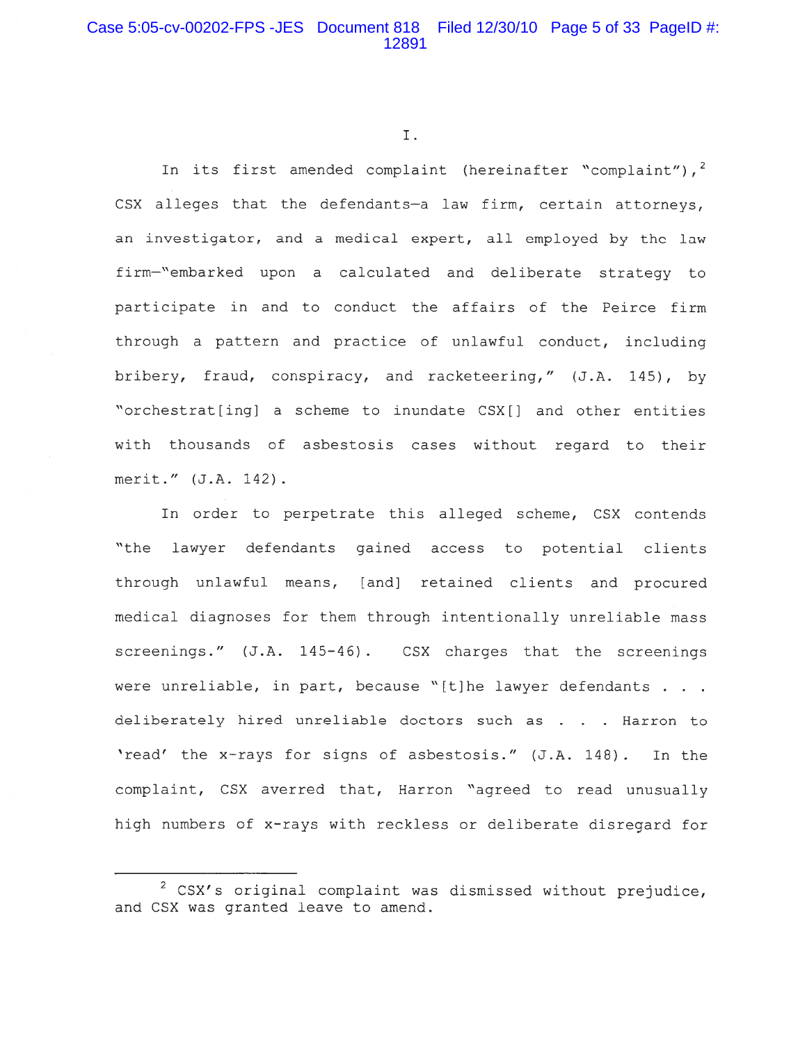I.

In its first amended complaint (hereinafter "complaint"),[2] CSX alleges that the defendants—a law firm, certain attorneys, an investigator, and a medical expert, all employed by the law firm—"embarked upon a calculated and deliberate strategy to participate in and to conduct the affairs of the Peirce firm through a pattern and practice of unlawful conduct, including bribery, fraud, conspiracy, and racketeering," (J.A. 145), by "orchestrat[ing] a scheme to inundate CSX[] and other entities with thousands of asbestosis cases without regard to their merit." (J.A. 142).

In order to perpetrate this alleged scheme, CSX contends "the lawyer defendants gained access to potential clients through unlawful means, [and] retained clients and procured medical diagnoses for them through intentionally unreliable mass screenings." (J.A. 145-46). CSX charges that the screenings were unreliable, in part, because "[t]he lawyer defendants . . . deliberately hired unreliable doctors such as . . . Harron to 'read' the x-rays for signs of asbestosis." (J.A. 148). In the complaint, CSX averred that, Harron "agreed to read unusually high numbers of x-rays with reckless or deliberate disregard for

---

[2] CSX's original complaint was dismissed without prejudice, and CSX was granted leave to amend.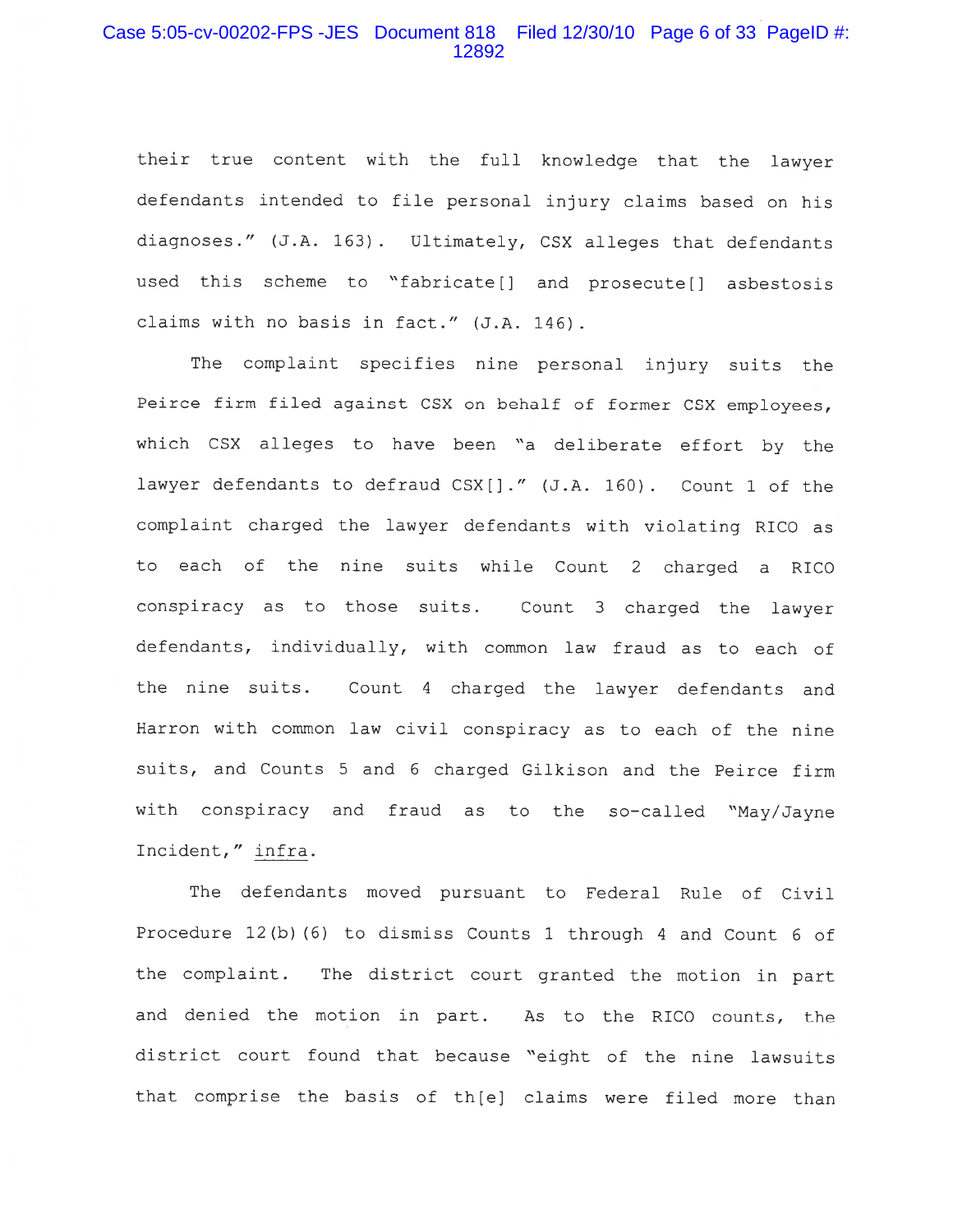their true content with the full knowledge that the lawyer defendants intended to file personal injury claims based on his diagnoses." (J.A. 163). Ultimately, CSX alleges that defendants used this scheme to "fabricate[] and prosecute[] asbestosis claims with no basis in fact." (J.A. 146).

The complaint specifies nine personal injury suits the Peirce firm filed against CSX on behalf of former CSX employees, which CSX alleges to have been "a deliberate effort by the lawyer defendants to defraud CSX[]." (J.A. 160). Count 1 of the complaint charged the lawyer defendants with violating RICO as to each of the nine suits while Count 2 charged a RICO conspiracy as to those suits. Count 3 charged the lawyer defendants, individually, with common law fraud as to each of the nine suits. Count 4 charged the lawyer defendants and Harron with common law civil conspiracy as to each of the nine suits, and Counts 5 and 6 charged Gilkison and the Peirce firm with conspiracy and fraud as to the so-called "May/Jayne Incident," infra.

The defendants moved pursuant to Federal Rule of Civil Procedure 12(b)(6) to dismiss Counts 1 through 4 and Count 6 of the complaint. The district court granted the motion in part and denied the motion in part. As to the RICO counts, the district court found that because "eight of the nine lawsuits that comprise the basis of th[e] claims were filed more than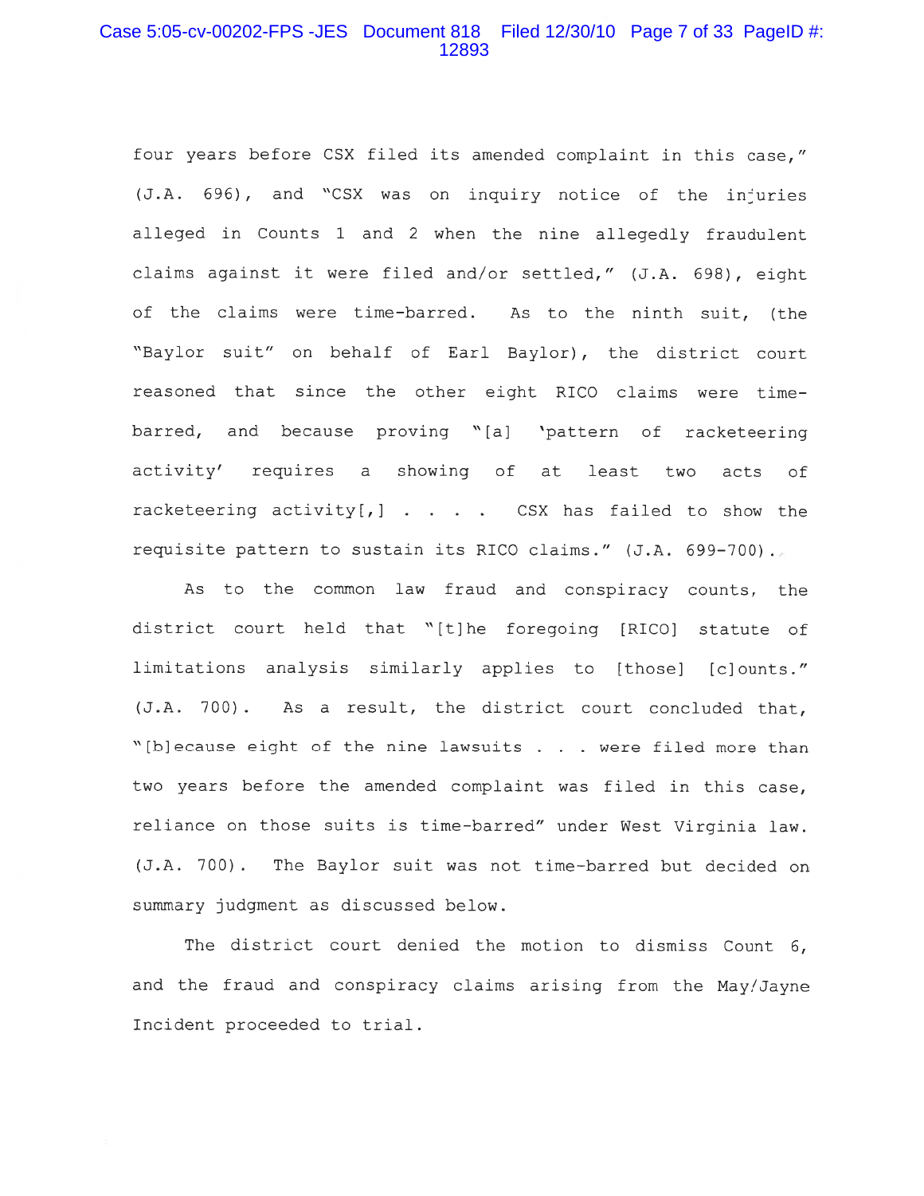four years before CSX filed its amended complaint in this case," (J.A. 696), and "CSX was on inquiry notice of the injuries alleged in Counts 1 and 2 when the nine allegedly fraudulent claims against it were filed and/or settled," (J.A. 698), eight of the claims were time-barred. As to the ninth suit, (the "Baylor suit" on behalf of Earl Baylor), the district court reasoned that since the other eight RICO claims were time-barred, and because proving "[a] 'pattern of racketeering activity' requires a showing of at least two acts of racketeering activity[,] . . . . CSX has failed to show the requisite pattern to sustain its RICO claims." (J.A. 699-700).

As to the common law fraud and conspiracy counts, the district court held that "[t]he foregoing [RICO] statute of limitations analysis similarly applies to [those] [c]ounts." (J.A. 700). As a result, the district court concluded that, "[b]ecause eight of the nine lawsuits . . . were filed more than two years before the amended complaint was filed in this case, reliance on those suits is time-barred" under West Virginia law. (J.A. 700). The Baylor suit was not time-barred but decided on summary judgment as discussed below.

The district court denied the motion to dismiss Count 6, and the fraud and conspiracy claims arising from the May/Jayne Incident proceeded to trial.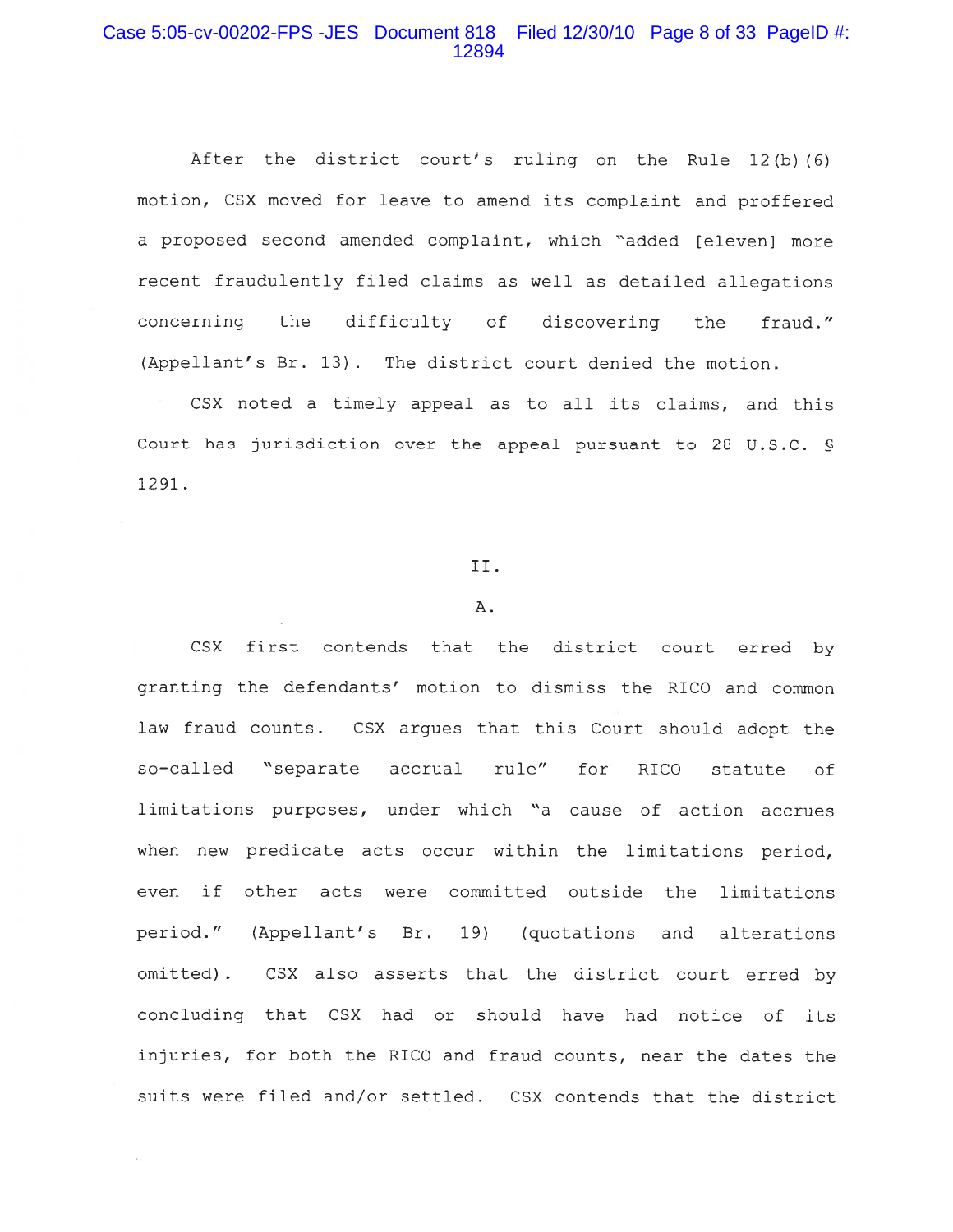After the district court's ruling on the Rule 12(b)(6) motion, CSX moved for leave to amend its complaint and proffered a proposed second amended complaint, which "added [eleven] more recent fraudulently filed claims as well as detailed allegations concerning the difficulty of discovering the fraud." (Appellant's Br. 13). The district court denied the motion.

CSX noted a timely appeal as to all its claims, and this Court has jurisdiction over the appeal pursuant to 28 U.S.C. § 1291.

II.

A.

CSX first contends that the district court erred by granting the defendants' motion to dismiss the RICO and common law fraud counts. CSX argues that this Court should adopt the so-called "separate accrual rule" for RICO statute of limitations purposes, under which "a cause of action accrues when new predicate acts occur within the limitations period, even if other acts were committed outside the limitations period." (Appellant's Br. 19) (quotations and alterations omitted). CSX also asserts that the district court erred by concluding that CSX had or should have had notice of its injuries, for both the RICO and fraud counts, near the dates the suits were filed and/or settled. CSX contends that the district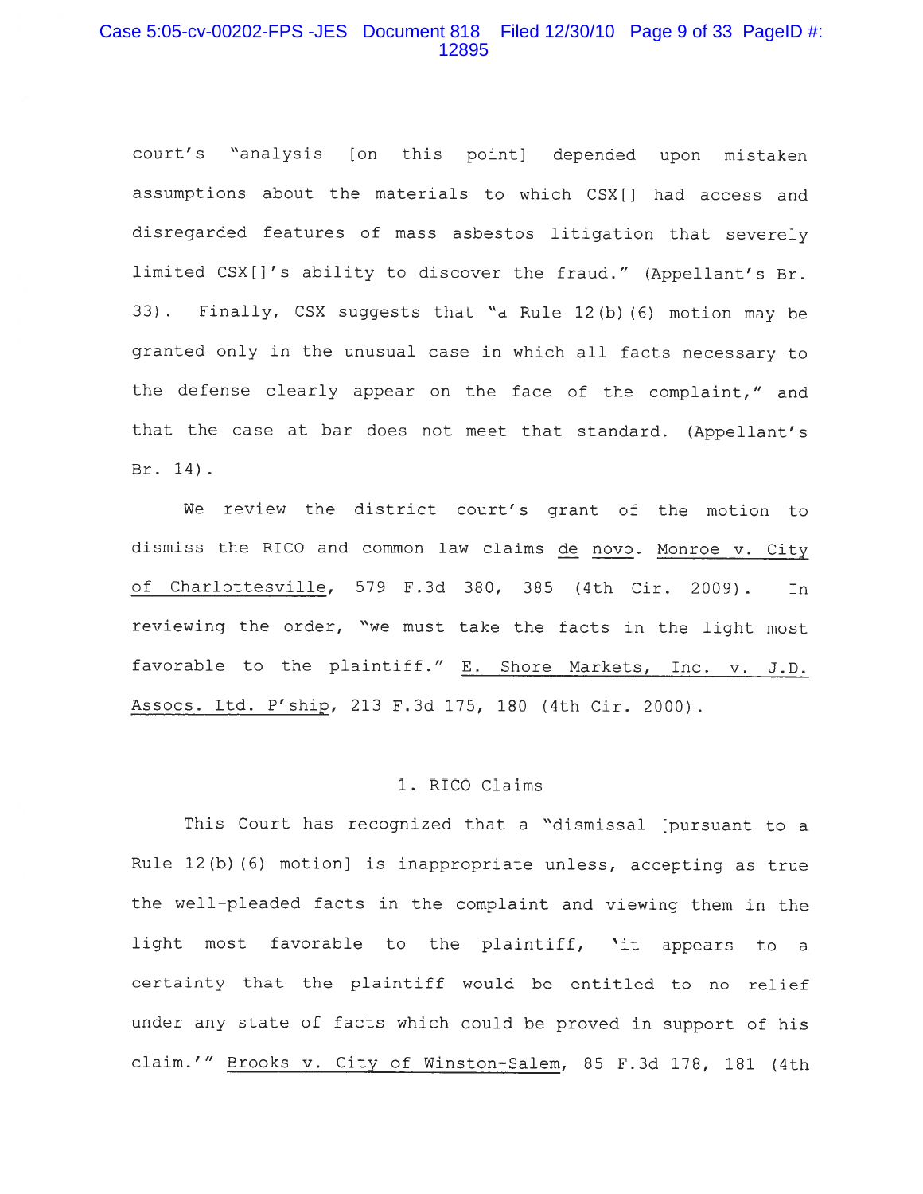court's "analysis [on this point] depended upon mistaken assumptions about the materials to which CSX[] had access and disregarded features of mass asbestos litigation that severely limited CSX[]'s ability to discover the fraud." (Appellant's Br. 33). Finally, CSX suggests that "a Rule 12(b)(6) motion may be granted only in the unusual case in which all facts necessary to the defense clearly appear on the face of the complaint," and that the case at bar does not meet that standard. (Appellant's Br. 14).

We review the district court's grant of the motion to dismiss the RICO and common law claims <u>de novo</u>. <u>Monroe v. City of Charlottesville</u>, 579 F.3d 380, 385 (4th Cir. 2009). In reviewing the order, "we must take the facts in the light most favorable to the plaintiff." <u>E. Shore Markets, Inc. v. J.D. Assocs. Ltd. P'ship</u>, 213 F.3d 175, 180 (4th Cir. 2000).

### 1. RICO Claims

This Court has recognized that a "dismissal [pursuant to a Rule 12(b)(6) motion] is inappropriate unless, accepting as true the well-pleaded facts in the complaint and viewing them in the light most favorable to the plaintiff, 'it appears to a certainty that the plaintiff would be entitled to no relief under any state of facts which could be proved in support of his claim.'" <u>Brooks v. City of Winston-Salem</u>, 85 F.3d 178, 181 (4th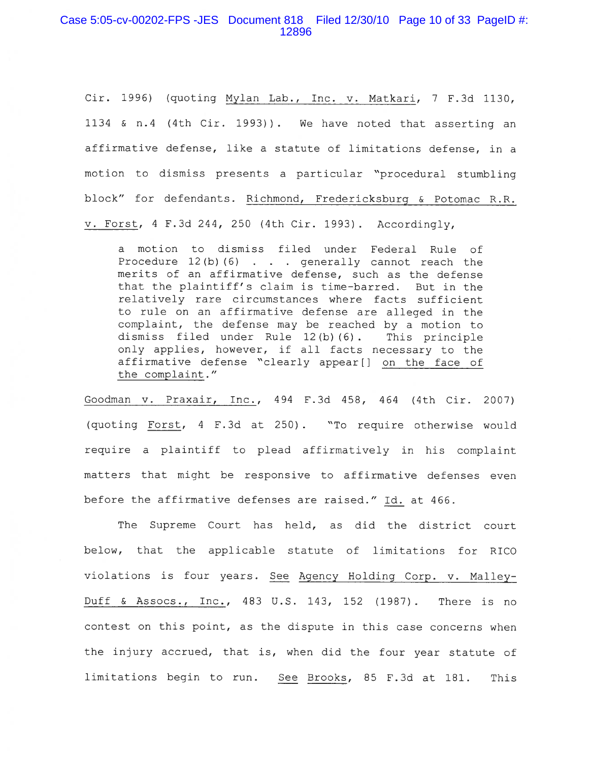Cir. 1996) (quoting Mylan Lab., Inc. v. Matkari, 7 F.3d 1130, 1134 & n.4 (4th Cir. 1993)). We have noted that asserting an affirmative defense, like a statute of limitations defense, in a motion to dismiss presents a particular "procedural stumbling block" for defendants. Richmond, Fredericksburg & Potomac R.R. v. Forst, 4 F.3d 244, 250 (4th Cir. 1993). Accordingly,

> a motion to dismiss filed under Federal Rule of Procedure 12(b)(6) . . . generally cannot reach the merits of an affirmative defense, such as the defense that the plaintiff's claim is time-barred. But in the relatively rare circumstances where facts sufficient to rule on an affirmative defense are alleged in the complaint, the defense may be reached by a motion to dismiss filed under Rule 12(b)(6). This principle only applies, however, if all facts necessary to the affirmative defense "clearly appear[] on the face of the complaint."

Goodman v. Praxair, Inc., 494 F.3d 458, 464 (4th Cir. 2007) (quoting Forst, 4 F.3d at 250). "To require otherwise would require a plaintiff to plead affirmatively in his complaint matters that might be responsive to affirmative defenses even before the affirmative defenses are raised." Id. at 466.

The Supreme Court has held, as did the district court below, that the applicable statute of limitations for RICO violations is four years. See Agency Holding Corp. v. Malley-Duff & Assocs., Inc., 483 U.S. 143, 152 (1987). There is no contest on this point, as the dispute in this case concerns when the injury accrued, that is, when did the four year statute of limitations begin to run. See Brooks, 85 F.3d at 181. This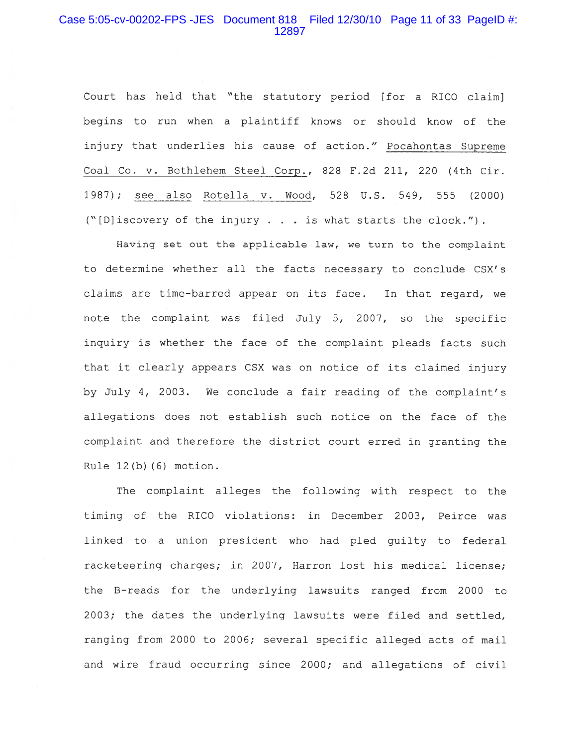Court has held that "the statutory period [for a RICO claim] begins to run when a plaintiff knows or should know of the injury that underlies his cause of action." Pocahontas Supreme Coal Co. v. Bethlehem Steel Corp., 828 F.2d 211, 220 (4th Cir. 1987); see also Rotella v. Wood, 528 U.S. 549, 555 (2000) ("[D]iscovery of the injury . . . is what starts the clock.").

Having set out the applicable law, we turn to the complaint to determine whether all the facts necessary to conclude CSX's claims are time-barred appear on its face. In that regard, we note the complaint was filed July 5, 2007, so the specific inquiry is whether the face of the complaint pleads facts such that it clearly appears CSX was on notice of its claimed injury by July 4, 2003. We conclude a fair reading of the complaint's allegations does not establish such notice on the face of the complaint and therefore the district court erred in granting the Rule 12(b)(6) motion.

The complaint alleges the following with respect to the timing of the RICO violations: in December 2003, Peirce was linked to a union president who had pled guilty to federal racketeering charges; in 2007, Harron lost his medical license; the B-reads for the underlying lawsuits ranged from 2000 to 2003; the dates the underlying lawsuits were filed and settled, ranging from 2000 to 2006; several specific alleged acts of mail and wire fraud occurring since 2000; and allegations of civil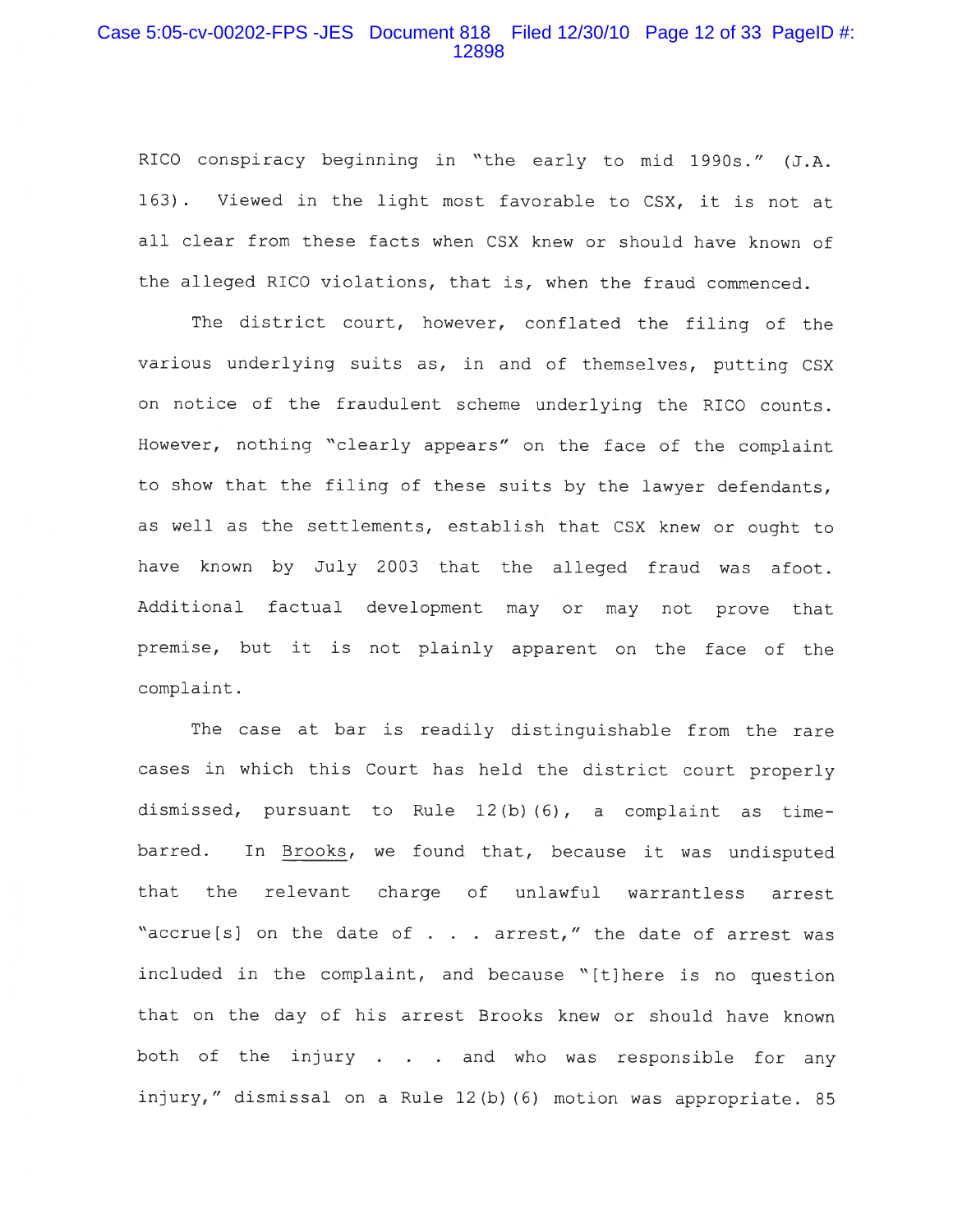RICO conspiracy beginning in "the early to mid 1990s." (J.A. 163). Viewed in the light most favorable to CSX, it is not at all clear from these facts when CSX knew or should have known of the alleged RICO violations, that is, when the fraud commenced.

The district court, however, conflated the filing of the various underlying suits as, in and of themselves, putting CSX on notice of the fraudulent scheme underlying the RICO counts. However, nothing "clearly appears" on the face of the complaint to show that the filing of these suits by the lawyer defendants, as well as the settlements, establish that CSX knew or ought to have known by July 2003 that the alleged fraud was afoot. Additional factual development may or may not prove that premise, but it is not plainly apparent on the face of the complaint.

The case at bar is readily distinguishable from the rare cases in which this Court has held the district court properly dismissed, pursuant to Rule 12(b)(6), a complaint as time-barred. In Brooks, we found that, because it was undisputed that the relevant charge of unlawful warrantless arrest "accrue[s] on the date of . . . arrest," the date of arrest was included in the complaint, and because "[t]here is no question that on the day of his arrest Brooks knew or should have known both of the injury . . . and who was responsible for any injury," dismissal on a Rule 12(b)(6) motion was appropriate. 85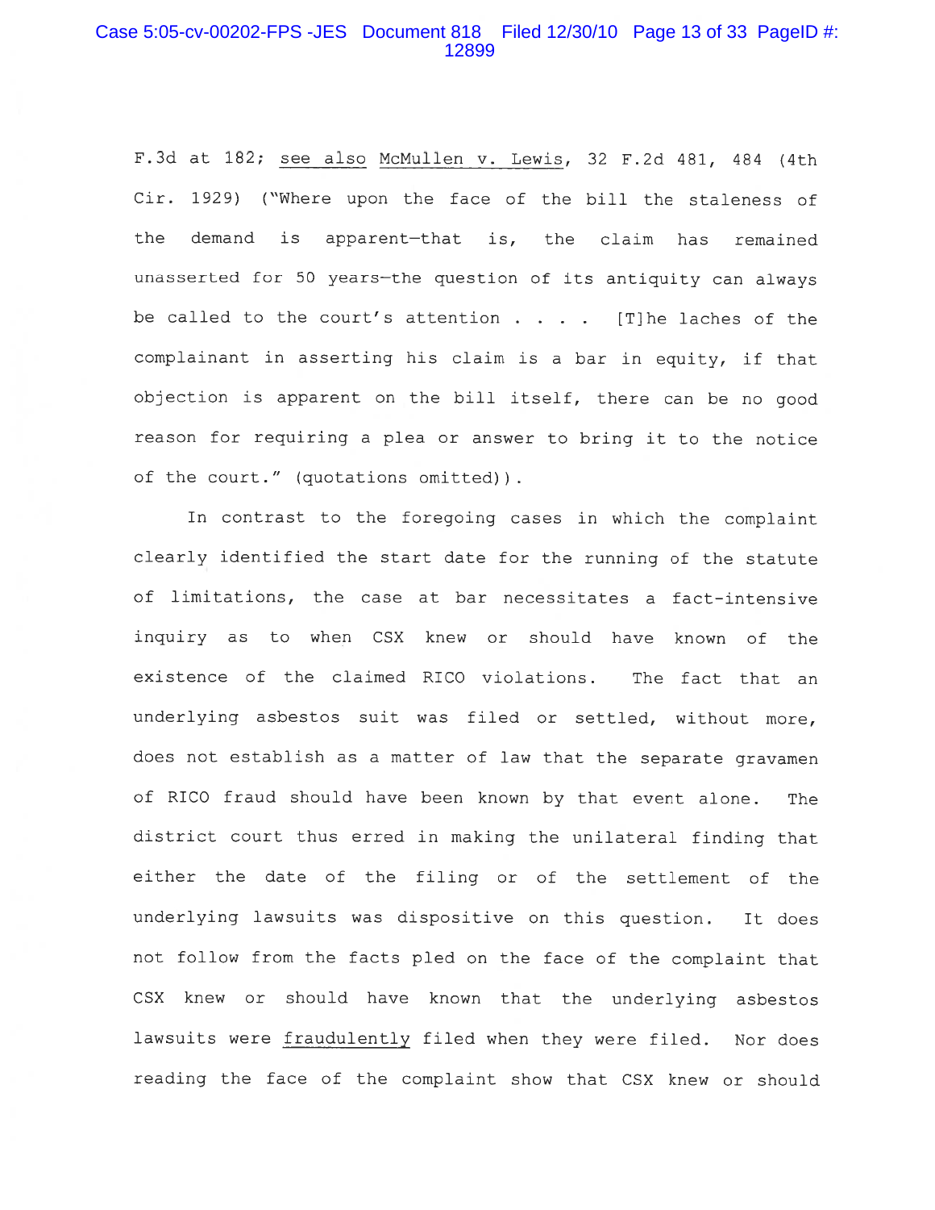F.3d at 182; see also McMullen v. Lewis, 32 F.2d 481, 484 (4th Cir. 1929) ("Where upon the face of the bill the staleness of the demand is apparent—that is, the claim has remained unasserted for 50 years—the question of its antiquity can always be called to the court's attention . . . . [T]he laches of the complainant in asserting his claim is a bar in equity, if that objection is apparent on the bill itself, there can be no good reason for requiring a plea or answer to bring it to the notice of the court." (quotations omitted)).

In contrast to the foregoing cases in which the complaint clearly identified the start date for the running of the statute of limitations, the case at bar necessitates a fact-intensive inquiry as to when CSX knew or should have known of the existence of the claimed RICO violations. The fact that an underlying asbestos suit was filed or settled, without more, does not establish as a matter of law that the separate gravamen of RICO fraud should have been known by that event alone. The district court thus erred in making the unilateral finding that either the date of the filing or of the settlement of the underlying lawsuits was dispositive on this question. It does not follow from the facts pled on the face of the complaint that CSX knew or should have known that the underlying asbestos lawsuits were fraudulently filed when they were filed. Nor does reading the face of the complaint show that CSX knew or should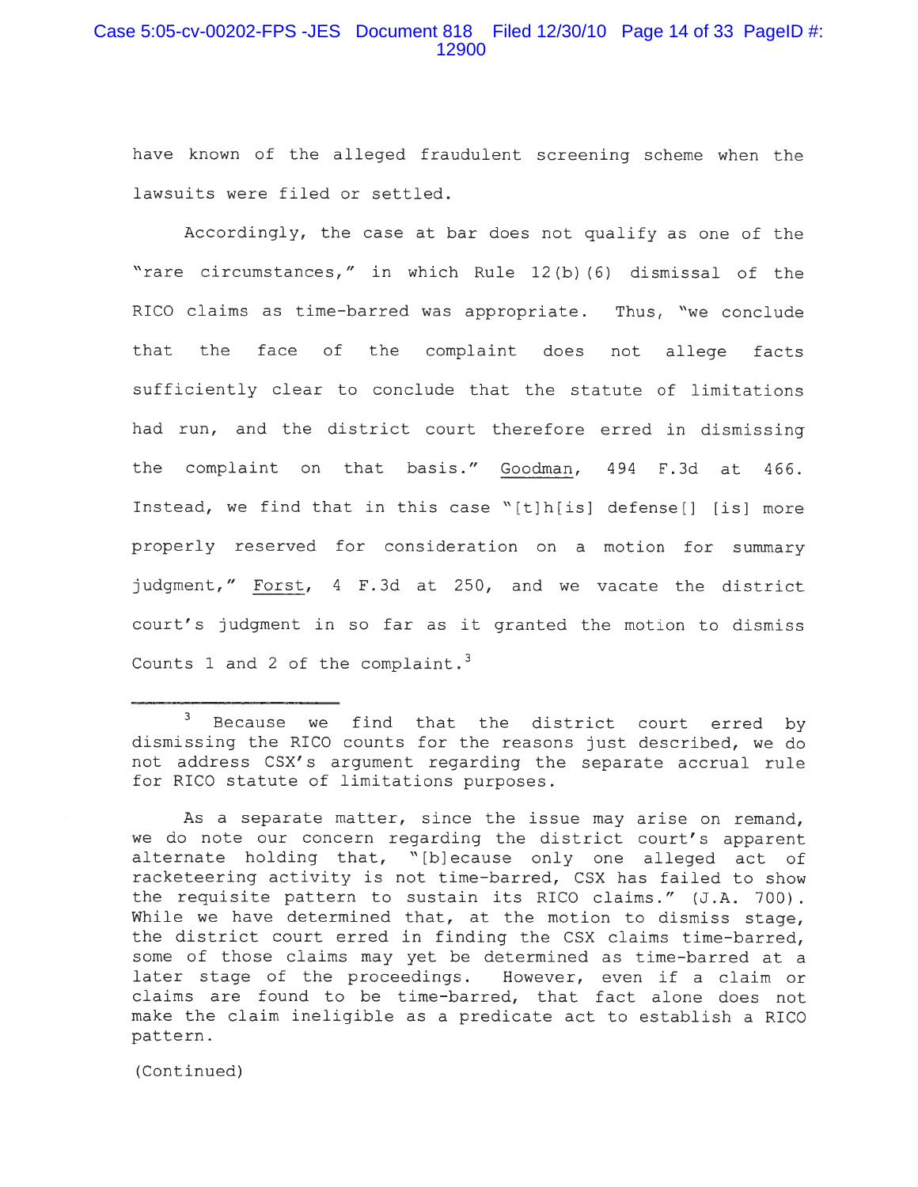have known of the alleged fraudulent screening scheme when the lawsuits were filed or settled.

Accordingly, the case at bar does not qualify as one of the "rare circumstances," in which Rule 12(b)(6) dismissal of the RICO claims as time-barred was appropriate. Thus, "we conclude that the face of the complaint does not allege facts sufficiently clear to conclude that the statute of limitations had run, and the district court therefore erred in dismissing the complaint on that basis." Goodman, 494 F.3d at 466. Instead, we find that in this case "[t]h[is] defense[] [is] more properly reserved for consideration on a motion for summary judgment," Forst, 4 F.3d at 250, and we vacate the district court's judgment in so far as it granted the motion to dismiss Counts 1 and 2 of the complaint.[3]

---

[3] Because we find that the district court erred by dismissing the RICO counts for the reasons just described, we do not address CSX's argument regarding the separate accrual rule for RICO statute of limitations purposes.

As a separate matter, since the issue may arise on remand, we do note our concern regarding the district court's apparent alternate holding that, "[b]ecause only one alleged act of racketeering activity is not time-barred, CSX has failed to show the requisite pattern to sustain its RICO claims." (J.A. 700). While we have determined that, at the motion to dismiss stage, the district court erred in finding the CSX claims time-barred, some of those claims may yet be determined as time-barred at a later stage of the proceedings. However, even if a claim or claims are found to be time-barred, that fact alone does not make the claim ineligible as a predicate act to establish a RICO pattern.

(Continued)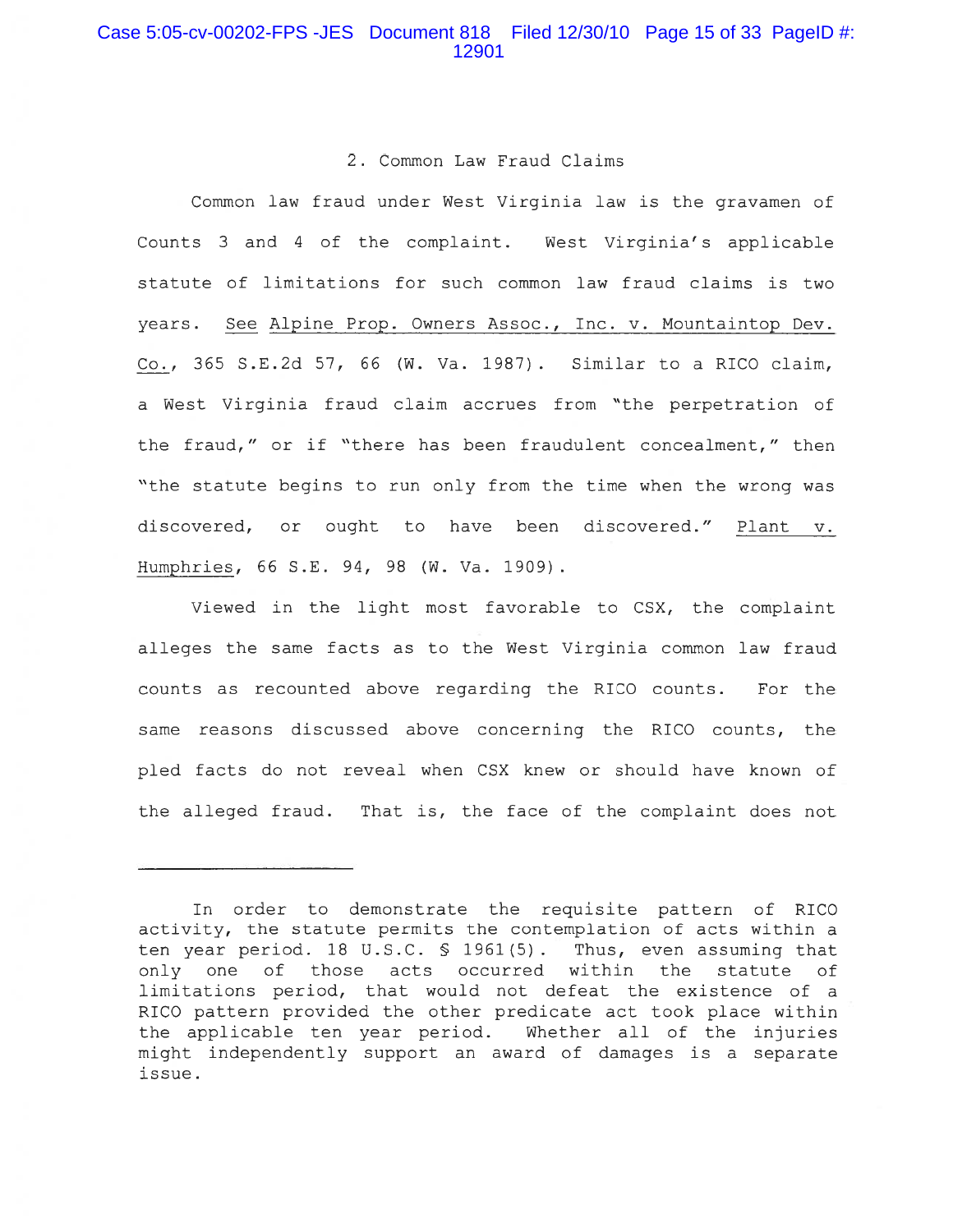2. Common Law Fraud Claims

Common law fraud under West Virginia law is the gravamen of Counts 3 and 4 of the complaint. West Virginia's applicable statute of limitations for such common law fraud claims is two years. See Alpine Prop. Owners Assoc., Inc. v. Mountaintop Dev. Co., 365 S.E.2d 57, 66 (W. Va. 1987). Similar to a RICO claim, a West Virginia fraud claim accrues from "the perpetration of the fraud," or if "there has been fraudulent concealment," then "the statute begins to run only from the time when the wrong was discovered, or ought to have been discovered." Plant v. Humphries, 66 S.E. 94, 98 (W. Va. 1909).

Viewed in the light most favorable to CSX, the complaint alleges the same facts as to the West Virginia common law fraud counts as recounted above regarding the RICO counts. For the same reasons discussed above concerning the RICO counts, the pled facts do not reveal when CSX knew or should have known of the alleged fraud. That is, the face of the complaint does not

---

In order to demonstrate the requisite pattern of RICO activity, the statute permits the contemplation of acts within a ten year period. 18 U.S.C. § 1961(5). Thus, even assuming that only one of those acts occurred within the statute of limitations period, that would not defeat the existence of a RICO pattern provided the other predicate act took place within the applicable ten year period. Whether all of the injuries might independently support an award of damages is a separate issue.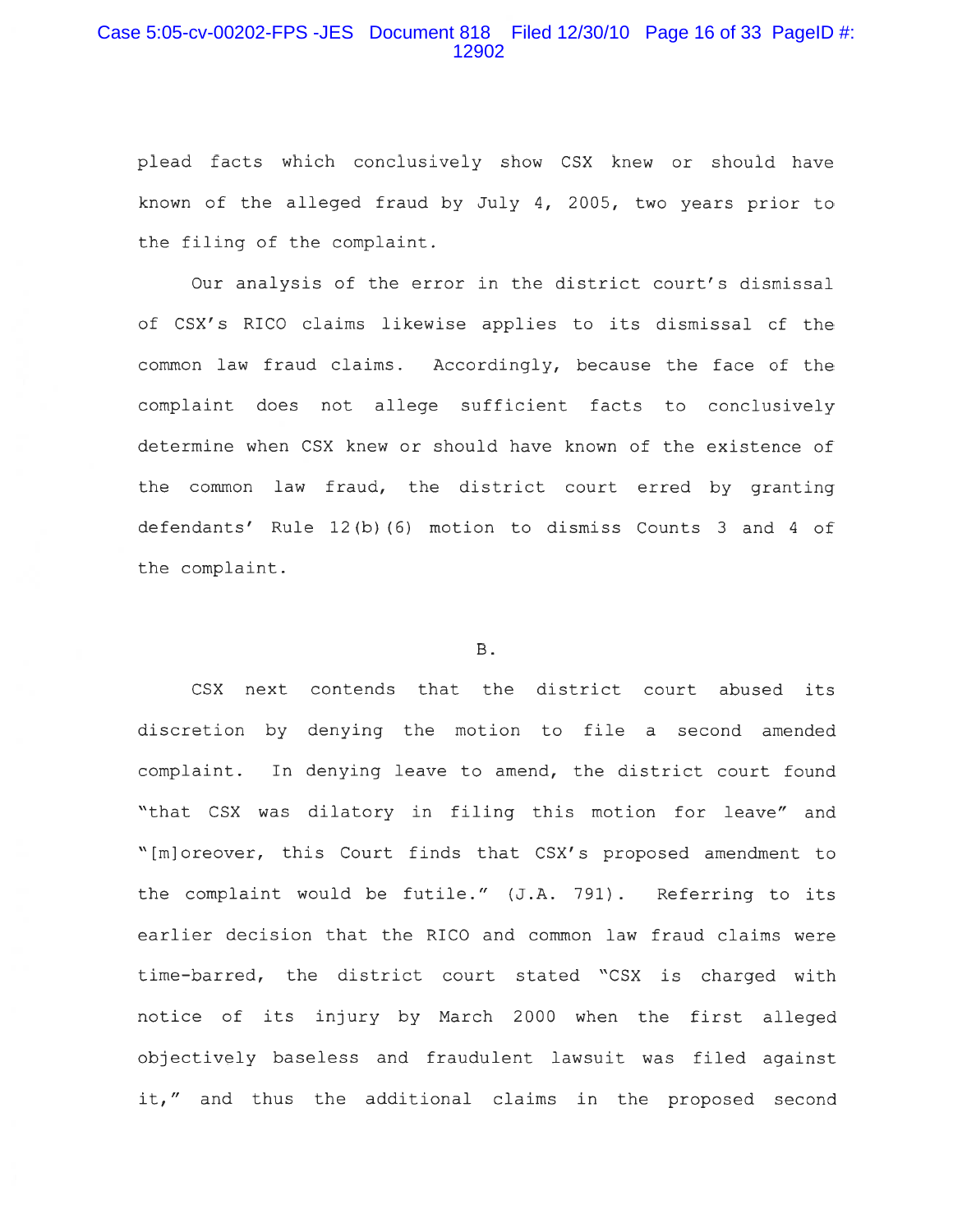plead facts which conclusively show CSX knew or should have known of the alleged fraud by July 4, 2005, two years prior to the filing of the complaint.

Our analysis of the error in the district court's dismissal of CSX's RICO claims likewise applies to its dismissal cf the common law fraud claims. Accordingly, because the face of the complaint does not allege sufficient facts to conclusively determine when CSX knew or should have known of the existence of the common law fraud, the district court erred by granting defendants' Rule 12(b)(6) motion to dismiss Counts 3 and 4 of the complaint.

B.

CSX next contends that the district court abused its discretion by denying the motion to file a second amended complaint. In denying leave to amend, the district court found "that CSX was dilatory in filing this motion for leave" and "[m]oreover, this Court finds that CSX's proposed amendment to the complaint would be futile." (J.A. 791). Referring to its earlier decision that the RICO and common law fraud claims were time-barred, the district court stated "CSX is charged with notice of its injury by March 2000 when the first alleged objectively baseless and fraudulent lawsuit was filed against it," and thus the additional claims in the proposed second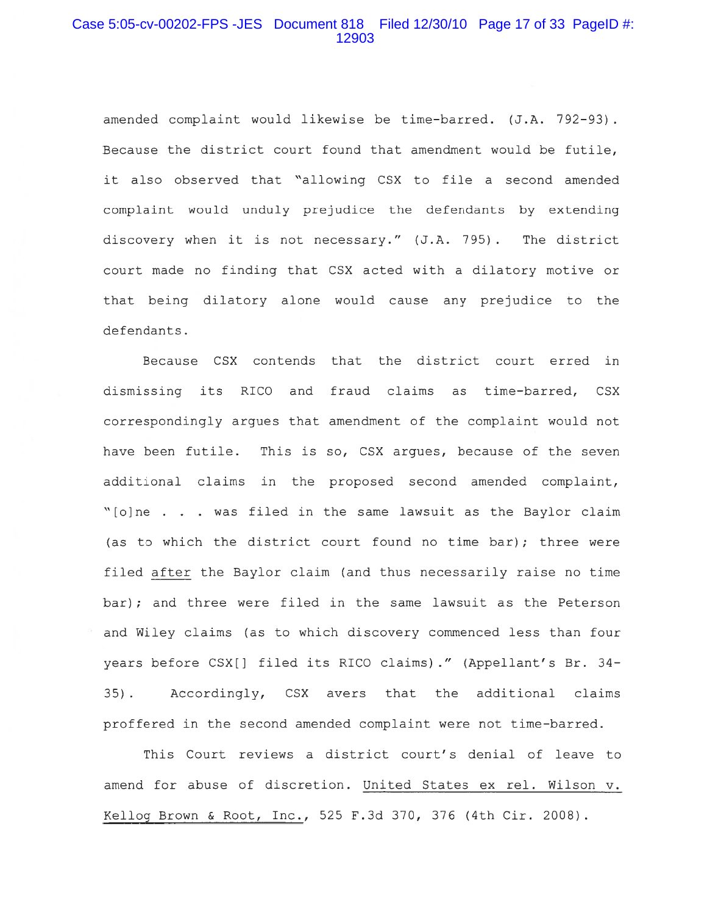amended complaint would likewise be time-barred. (J.A. 792-93). Because the district court found that amendment would be futile, it also observed that "allowing CSX to file a second amended complaint would unduly prejudice the defendants by extending discovery when it is not necessary." (J.A. 795). The district court made no finding that CSX acted with a dilatory motive or that being dilatory alone would cause any prejudice to the defendants.

Because CSX contends that the district court erred in dismissing its RICO and fraud claims as time-barred, CSX correspondingly argues that amendment of the complaint would not have been futile. This is so, CSX argues, because of the seven additional claims in the proposed second amended complaint, "[o]ne . . . was filed in the same lawsuit as the Baylor claim (as to which the district court found no time bar); three were filed <u>after</u> the Baylor claim (and thus necessarily raise no time bar); and three were filed in the same lawsuit as the Peterson and Wiley claims (as to which discovery commenced less than four years before CSX[] filed its RICO claims)." (Appellant's Br. 34-35). Accordingly, CSX avers that the additional claims proffered in the second amended complaint were not time-barred.

This Court reviews a district court's denial of leave to amend for abuse of discretion. <u>United States ex rel. Wilson v. Kellog Brown & Root, Inc.</u>, 525 F.3d 370, 376 (4th Cir. 2008).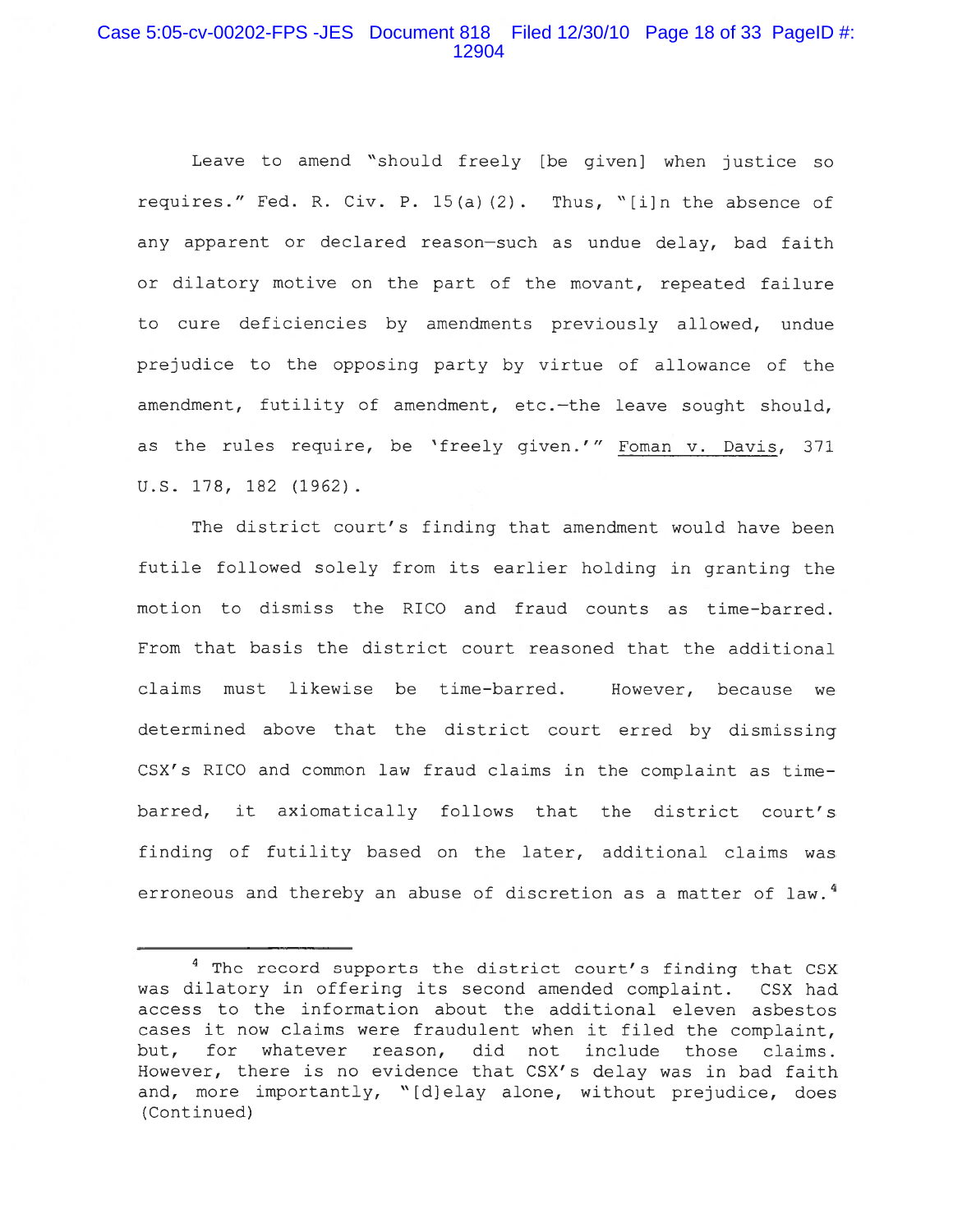Leave to amend "should freely [be given] when justice so requires." Fed. R. Civ. P. 15(a)(2). Thus, "[i]n the absence of any apparent or declared reason—such as undue delay, bad faith or dilatory motive on the part of the movant, repeated failure to cure deficiencies by amendments previously allowed, undue prejudice to the opposing party by virtue of allowance of the amendment, futility of amendment, etc.—the leave sought should, as the rules require, be 'freely given.'" Foman v. Davis, 371 U.S. 178, 182 (1962).

The district court's finding that amendment would have been futile followed solely from its earlier holding in granting the motion to dismiss the RICO and fraud counts as time-barred. From that basis the district court reasoned that the additional claims must likewise be time-barred. However, because we determined above that the district court erred by dismissing CSX's RICO and common law fraud claims in the complaint as time-barred, it axiomatically follows that the district court's finding of futility based on the later, additional claims was erroneous and thereby an abuse of discretion as a matter of law.[4]

---

[4] The record supports the district court's finding that CSX was dilatory in offering its second amended complaint. CSX had access to the information about the additional eleven asbestos cases it now claims were fraudulent when it filed the complaint, but, for whatever reason, did not include those claims. However, there is no evidence that CSX's delay was in bad faith and, more importantly, "[d]elay alone, without prejudice, does (Continued)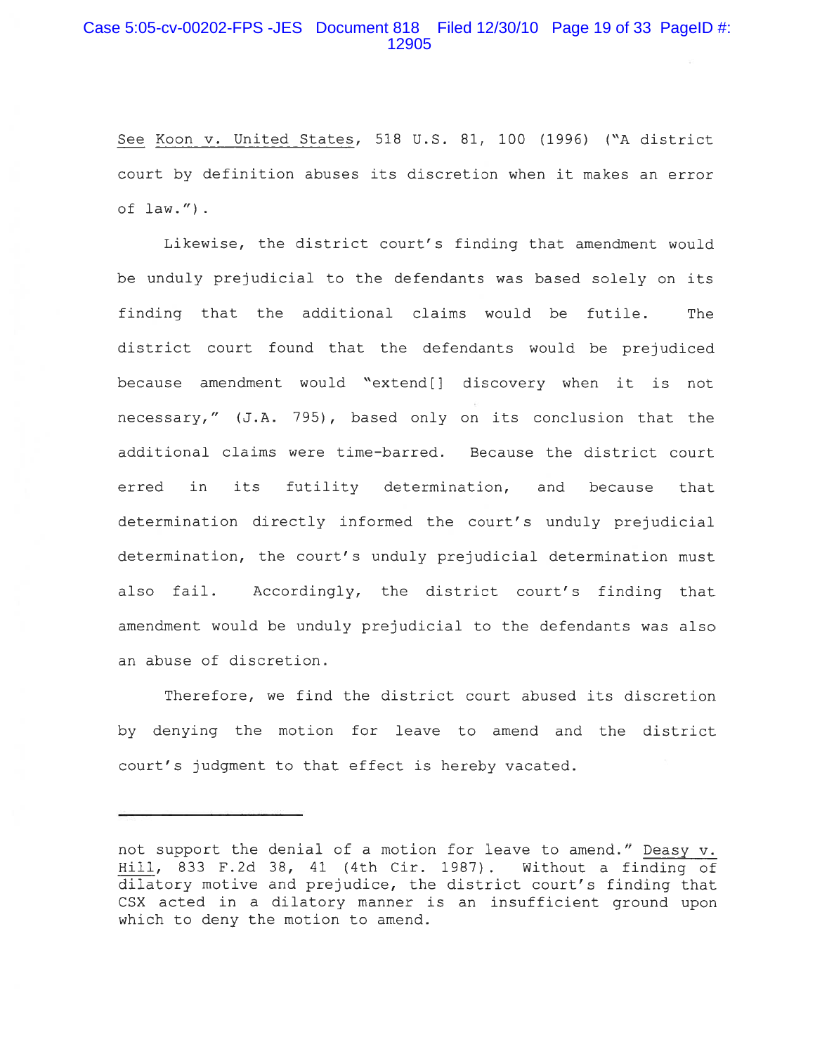See Koon v. United States, 518 U.S. 81, 100 (1996) ("A district court by definition abuses its discretion when it makes an error of law.").

Likewise, the district court's finding that amendment would be unduly prejudicial to the defendants was based solely on its finding that the additional claims would be futile. The district court found that the defendants would be prejudiced because amendment would "extend[] discovery when it is not necessary," (J.A. 795), based only on its conclusion that the additional claims were time-barred. Because the district court erred in its futility determination, and because that determination directly informed the court's unduly prejudicial determination, the court's unduly prejudicial determination must also fail. Accordingly, the district court's finding that amendment would be unduly prejudicial to the defendants was also an abuse of discretion.

Therefore, we find the district court abused its discretion by denying the motion for leave to amend and the district court's judgment to that effect is hereby vacated.

---

not support the denial of a motion for leave to amend." Deasy v. Hill, 833 F.2d 38, 41 (4th Cir. 1987). Without a finding of dilatory motive and prejudice, the district court's finding that CSX acted in a dilatory manner is an insufficient ground upon which to deny the motion to amend.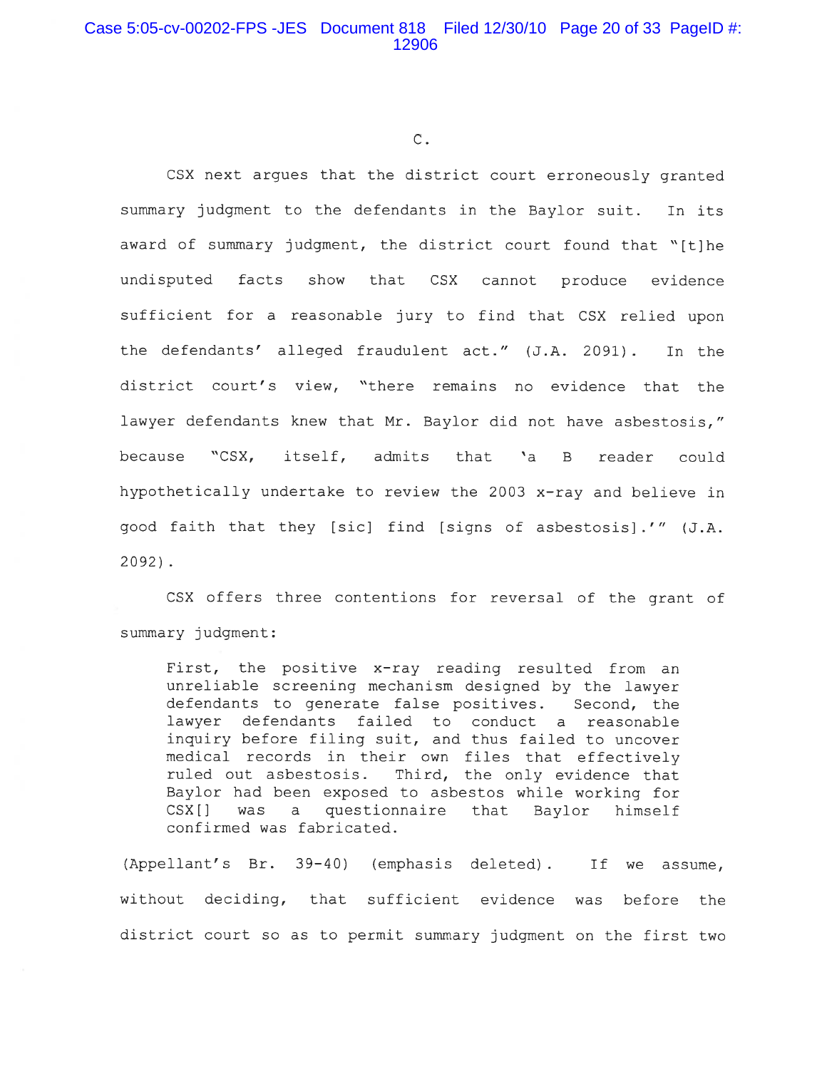C.

CSX next argues that the district court erroneously granted summary judgment to the defendants in the Baylor suit. In its award of summary judgment, the district court found that "[t]he undisputed facts show that CSX cannot produce evidence sufficient for a reasonable jury to find that CSX relied upon the defendants' alleged fraudulent act." (J.A. 2091). In the district court's view, "there remains no evidence that the lawyer defendants knew that Mr. Baylor did not have asbestosis," because "CSX, itself, admits that 'a B reader could hypothetically undertake to review the 2003 x-ray and believe in good faith that they [sic] find [signs of asbestosis].'" (J.A. 2092).

CSX offers three contentions for reversal of the grant of summary judgment:

> First, the positive x-ray reading resulted from an unreliable screening mechanism designed by the lawyer defendants to generate false positives. Second, the lawyer defendants failed to conduct a reasonable inquiry before filing suit, and thus failed to uncover medical records in their own files that effectively ruled out asbestosis. Third, the only evidence that Baylor had been exposed to asbestos while working for CSX[] was a questionnaire that Baylor himself confirmed was fabricated.

(Appellant's Br. 39-40) (emphasis deleted). If we assume, without deciding, that sufficient evidence was before the district court so as to permit summary judgment on the first two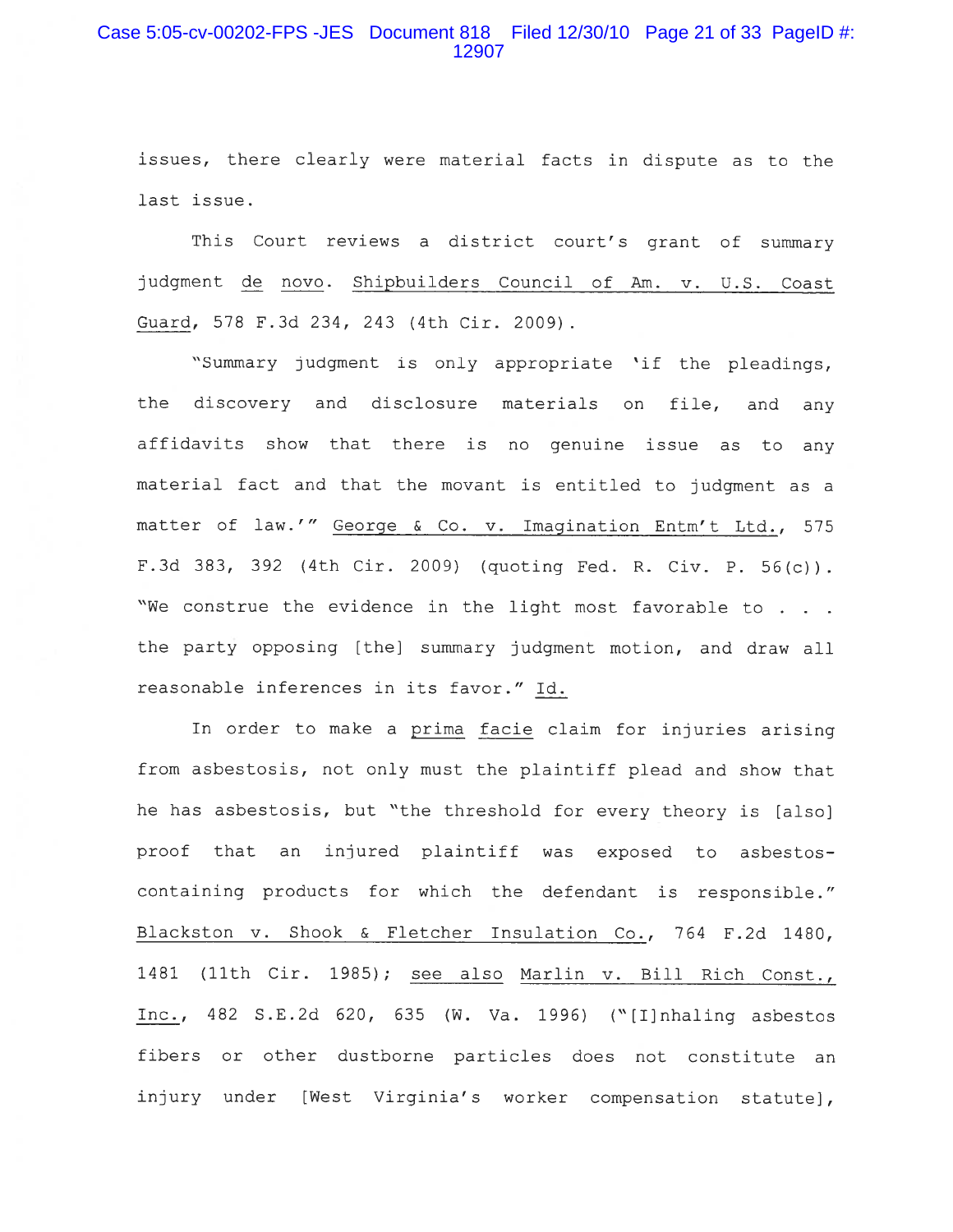issues, there clearly were material facts in dispute as to the last issue.

This Court reviews a district court's grant of summary judgment _de novo_. _Shipbuilders Council of Am. v. U.S. Coast Guard_, 578 F.3d 234, 243 (4th Cir. 2009).

"Summary judgment is only appropriate 'if the pleadings, the discovery and disclosure materials on file, and any affidavits show that there is no genuine issue as to any material fact and that the movant is entitled to judgment as a matter of law.'" _George & Co. v. Imagination Entm't Ltd._, 575 F.3d 383, 392 (4th Cir. 2009) (quoting Fed. R. Civ. P. 56(c)). "We construe the evidence in the light most favorable to . . . the party opposing [the] summary judgment motion, and draw all reasonable inferences in its favor." _Id._

In order to make a _prima facie_ claim for injuries arising from asbestosis, not only must the plaintiff plead and show that he has asbestosis, but "the threshold for every theory is [also] proof that an injured plaintiff was exposed to asbestos-containing products for which the defendant is responsible." _Blackston v. Shook & Fletcher Insulation Co._, 764 F.2d 1480, 1481 (11th Cir. 1985); _see also Marlin v. Bill Rich Const., Inc._, 482 S.E.2d 620, 635 (W. Va. 1996) ("[I]nhaling asbestos fibers or other dustborne particles does not constitute an injury under [West Virginia's worker compensation statute],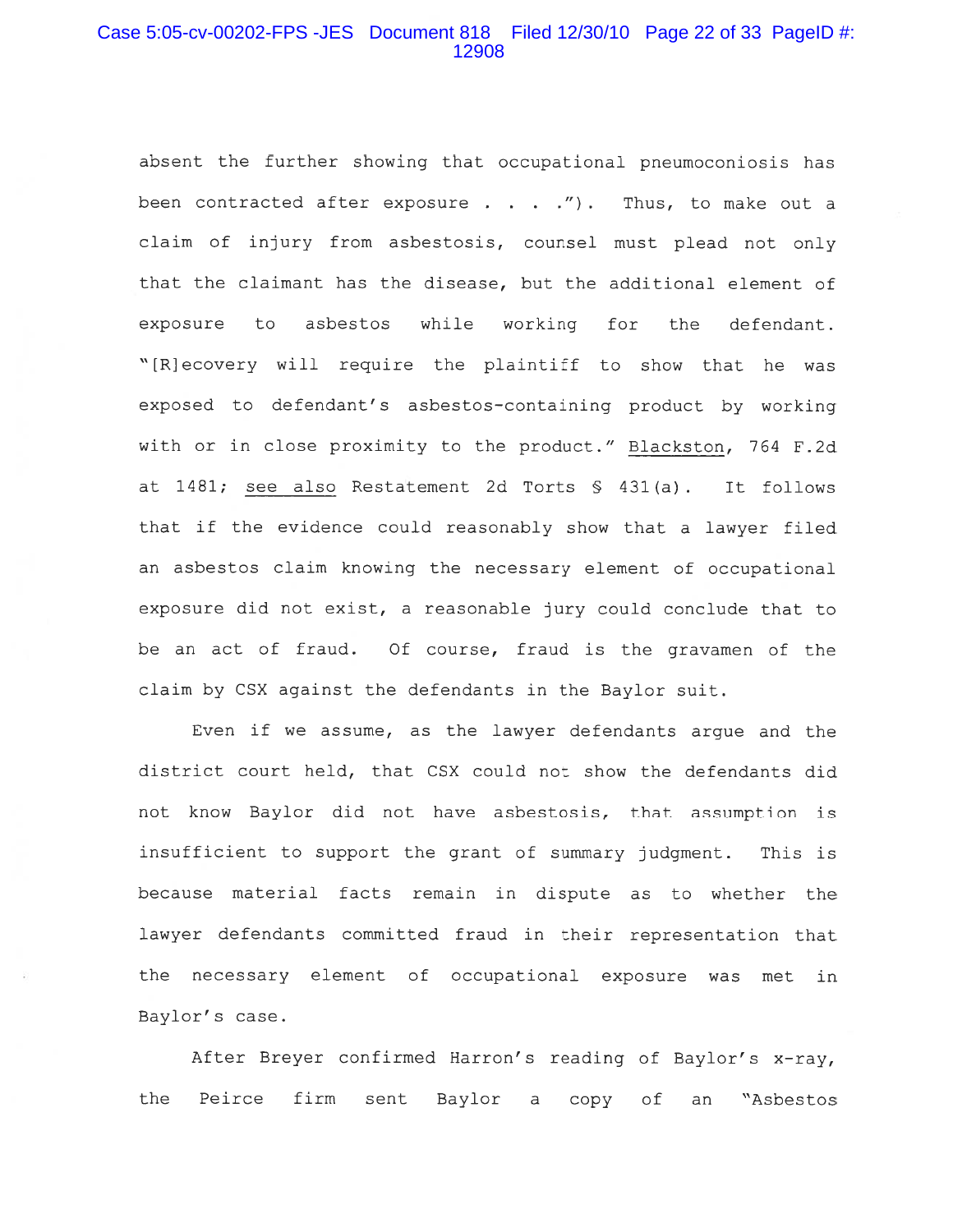absent the further showing that occupational pneumoconiosis has been contracted after exposure . . . ."). Thus, to make out a claim of injury from asbestosis, counsel must plead not only that the claimant has the disease, but the additional element of exposure to asbestos while working for the defendant. "[R]ecovery will require the plaintiff to show that he was exposed to defendant's asbestos-containing product by working with or in close proximity to the product." Blackston, 764 F.2d at 1481; see also Restatement 2d Torts § 431(a). It follows that if the evidence could reasonably show that a lawyer filed an asbestos claim knowing the necessary element of occupational exposure did not exist, a reasonable jury could conclude that to be an act of fraud. Of course, fraud is the gravamen of the claim by CSX against the defendants in the Baylor suit.

Even if we assume, as the lawyer defendants argue and the district court held, that CSX could not show the defendants did not know Baylor did not have asbestosis, that assumption is insufficient to support the grant of summary judgment. This is because material facts remain in dispute as to whether the lawyer defendants committed fraud in their representation that the necessary element of occupational exposure was met in Baylor's case.

After Breyer confirmed Harron's reading of Baylor's x-ray, the Peirce firm sent Baylor a copy of an "Asbestos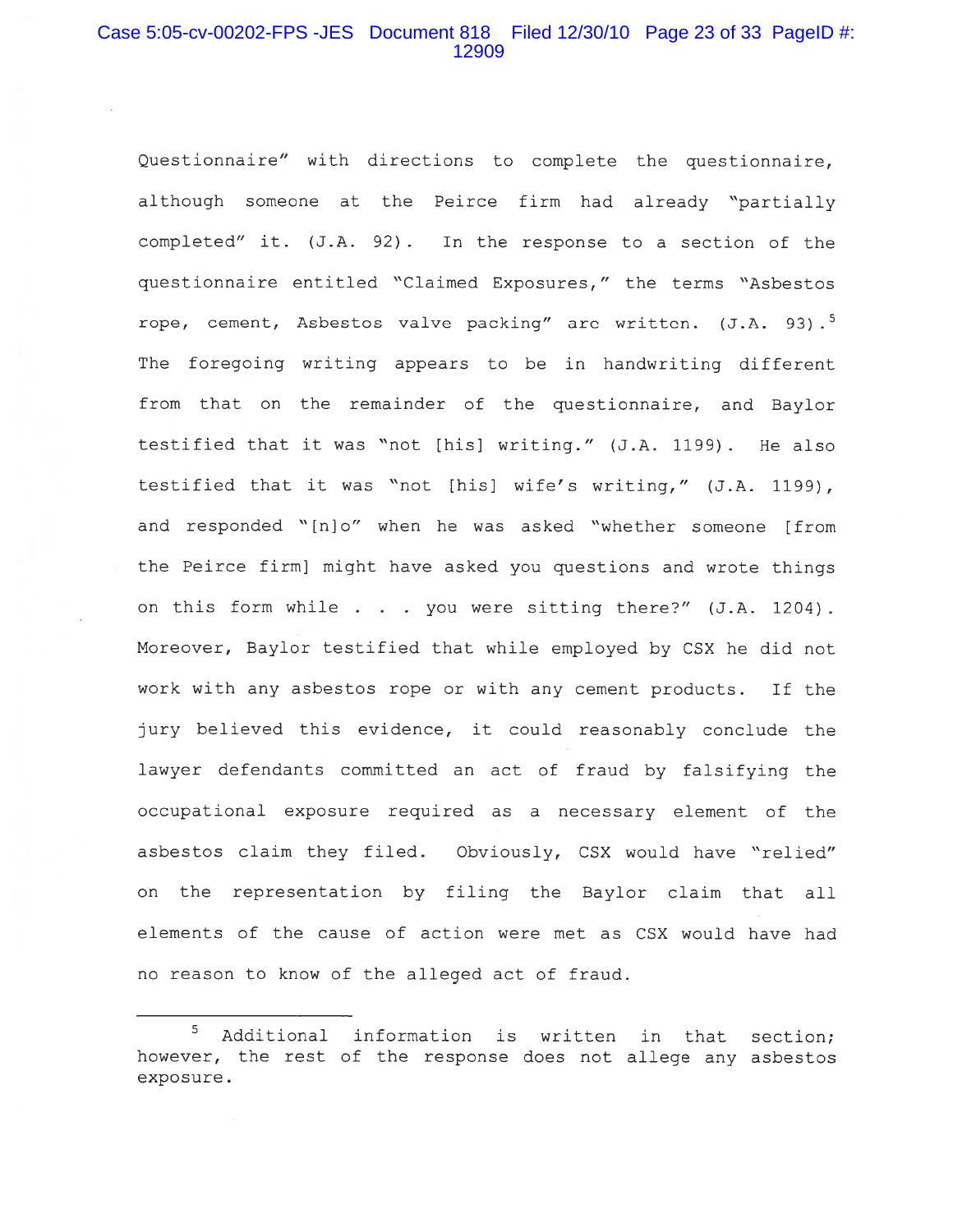Questionnaire" with directions to complete the questionnaire, although someone at the Peirce firm had already "partially completed" it. (J.A. 92). In the response to a section of the questionnaire entitled "Claimed Exposures," the terms "Asbestos rope, cement, Asbestos valve packing" are written. (J.A. 93).[5] The foregoing writing appears to be in handwriting different from that on the remainder of the questionnaire, and Baylor testified that it was "not [his] writing." (J.A. 1199). He also testified that it was "not [his] wife's writing," (J.A. 1199), and responded "[n]o" when he was asked "whether someone [from the Peirce firm] might have asked you questions and wrote things on this form while . . . you were sitting there?" (J.A. 1204). Moreover, Baylor testified that while employed by CSX he did not work with any asbestos rope or with any cement products. If the jury believed this evidence, it could reasonably conclude the lawyer defendants committed an act of fraud by falsifying the occupational exposure required as a necessary element of the asbestos claim they filed. Obviously, CSX would have "relied" on the representation by filing the Baylor claim that all elements of the cause of action were met as CSX would have had no reason to know of the alleged act of fraud.

---

[5] Additional information is written in that section; however, the rest of the response does not allege any asbestos exposure.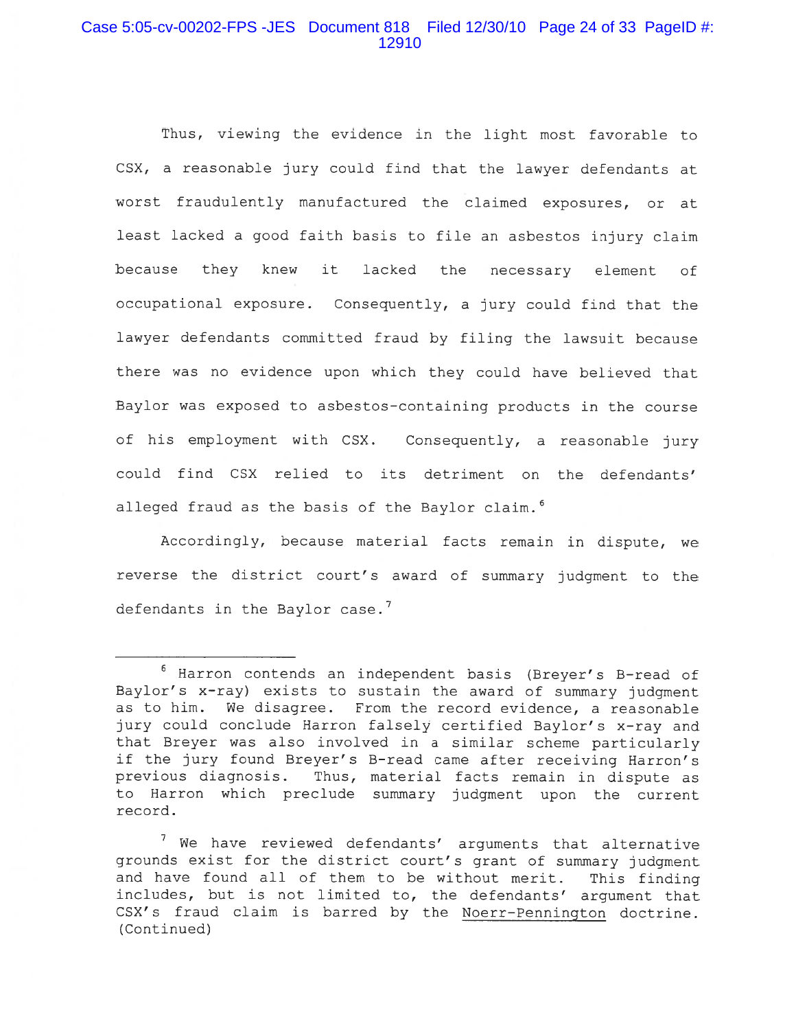Thus, viewing the evidence in the light most favorable to CSX, a reasonable jury could find that the lawyer defendants at worst fraudulently manufactured the claimed exposures, or at least lacked a good faith basis to file an asbestos injury claim because they knew it lacked the necessary element of occupational exposure. Consequently, a jury could find that the lawyer defendants committed fraud by filing the lawsuit because there was no evidence upon which they could have believed that Baylor was exposed to asbestos-containing products in the course of his employment with CSX. Consequently, a reasonable jury could find CSX relied to its detriment on the defendants' alleged fraud as the basis of the Baylor claim.[6]

Accordingly, because material facts remain in dispute, we reverse the district court's award of summary judgment to the defendants in the Baylor case.[7]

---

[6] Harron contends an independent basis (Breyer's B-read of Baylor's x-ray) exists to sustain the award of summary judgment as to him. We disagree. From the record evidence, a reasonable jury could conclude Harron falsely certified Baylor's x-ray and that Breyer was also involved in a similar scheme particularly if the jury found Breyer's B-read came after receiving Harron's previous diagnosis. Thus, material facts remain in dispute as to Harron which preclude summary judgment upon the current record.

[7] We have reviewed defendants' arguments that alternative grounds exist for the district court's grant of summary judgment and have found all of them to be without merit. This finding includes, but is not limited to, the defendants' argument that CSX's fraud claim is barred by the Noerr-Pennington doctrine. (Continued)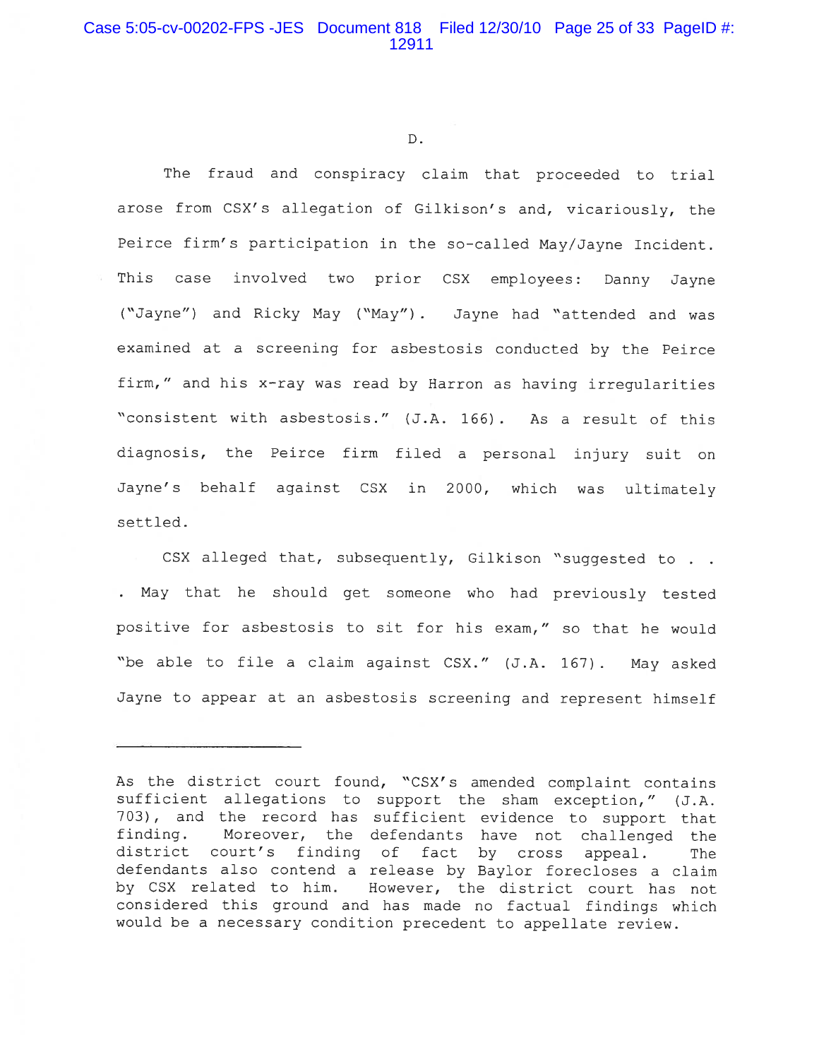D.

The fraud and conspiracy claim that proceeded to trial arose from CSX's allegation of Gilkison's and, vicariously, the Peirce firm's participation in the so-called May/Jayne Incident. This case involved two prior CSX employees: Danny Jayne ("Jayne") and Ricky May ("May"). Jayne had "attended and was examined at a screening for asbestosis conducted by the Peirce firm," and his x-ray was read by Harron as having irregularities "consistent with asbestosis." (J.A. 166). As a result of this diagnosis, the Peirce firm filed a personal injury suit on Jayne's behalf against CSX in 2000, which was ultimately settled.

CSX alleged that, subsequently, Gilkison "suggested to . . . May that he should get someone who had previously tested positive for asbestosis to sit for his exam," so that he would "be able to file a claim against CSX." (J.A. 167). May asked Jayne to appear at an asbestosis screening and represent himself

---

As the district court found, "CSX's amended complaint contains sufficient allegations to support the sham exception," (J.A. 703), and the record has sufficient evidence to support that finding. Moreover, the defendants have not challenged the district court's finding of fact by cross appeal. The defendants also contend a release by Baylor forecloses a claim by CSX related to him. However, the district court has not considered this ground and has made no factual findings which would be a necessary condition precedent to appellate review.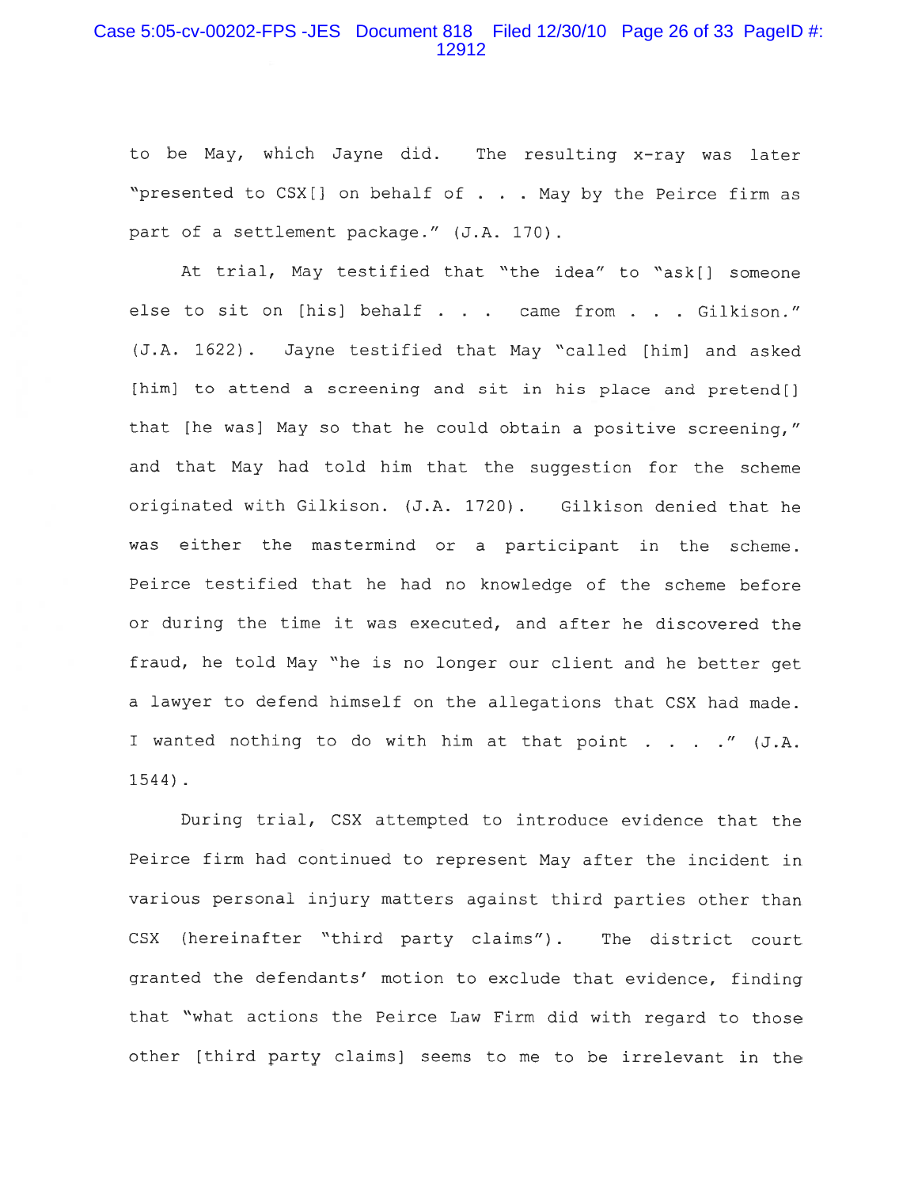to be May, which Jayne did. The resulting x-ray was later "presented to CSX[] on behalf of . . . May by the Peirce firm as part of a settlement package." (J.A. 170).

At trial, May testified that "the idea" to "ask[] someone else to sit on [his] behalf . . . came from . . . Gilkison." (J.A. 1622). Jayne testified that May "called [him] and asked [him] to attend a screening and sit in his place and pretend[] that [he was] May so that he could obtain a positive screening," and that May had told him that the suggestion for the scheme originated with Gilkison. (J.A. 1720). Gilkison denied that he was either the mastermind or a participant in the scheme. Peirce testified that he had no knowledge of the scheme before or during the time it was executed, and after he discovered the fraud, he told May "he is no longer our client and he better get a lawyer to defend himself on the allegations that CSX had made. I wanted nothing to do with him at that point . . . ." (J.A. 1544).

During trial, CSX attempted to introduce evidence that the Peirce firm had continued to represent May after the incident in various personal injury matters against third parties other than CSX (hereinafter "third party claims"). The district court granted the defendants' motion to exclude that evidence, finding that "what actions the Peirce Law Firm did with regard to those other [third party claims] seems to me to be irrelevant in the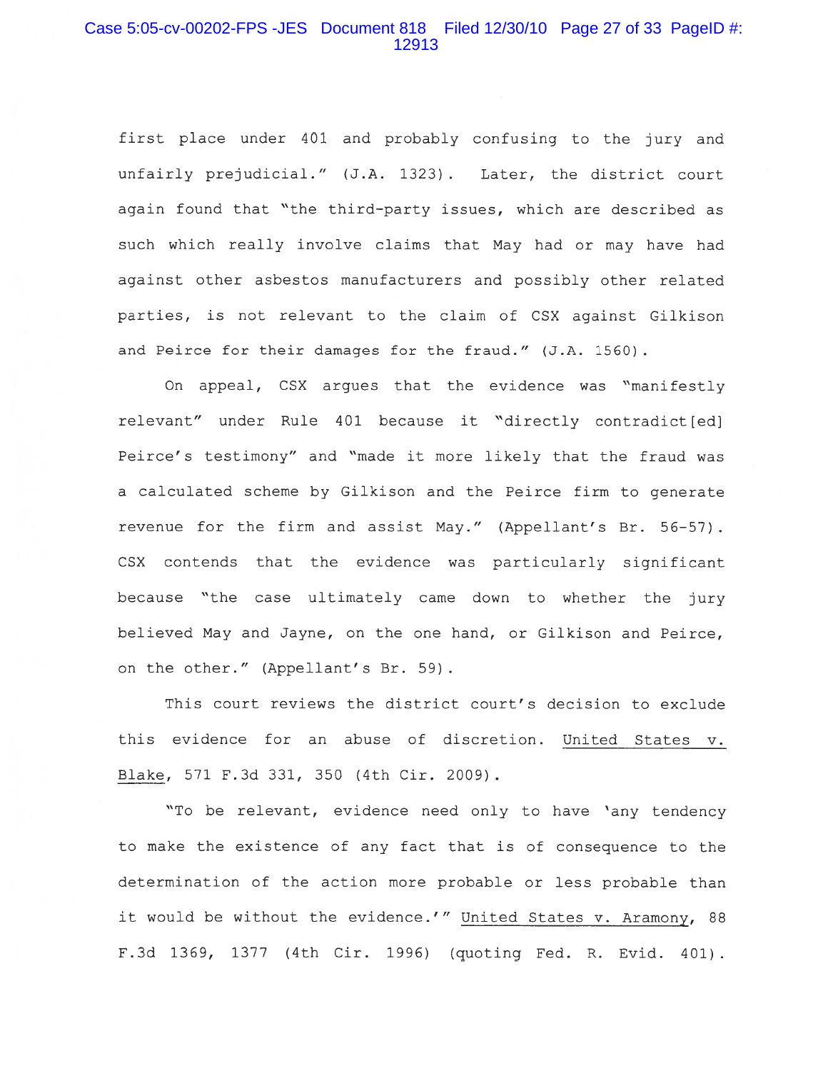first place under 401 and probably confusing to the jury and unfairly prejudicial." (J.A. 1323). Later, the district court again found that "the third-party issues, which are described as such which really involve claims that May had or may have had against other asbestos manufacturers and possibly other related parties, is not relevant to the claim of CSX against Gilkison and Peirce for their damages for the fraud." (J.A. 1560).

On appeal, CSX argues that the evidence was "manifestly relevant" under Rule 401 because it "directly contradict[ed] Peirce's testimony" and "made it more likely that the fraud was a calculated scheme by Gilkison and the Peirce firm to generate revenue for the firm and assist May." (Appellant's Br. 56-57). CSX contends that the evidence was particularly significant because "the case ultimately came down to whether the jury believed May and Jayne, on the one hand, or Gilkison and Peirce, on the other." (Appellant's Br. 59).

This court reviews the district court's decision to exclude this evidence for an abuse of discretion. United States v. Blake, 571 F.3d 331, 350 (4th Cir. 2009).

"To be relevant, evidence need only to have 'any tendency to make the existence of any fact that is of consequence to the determination of the action more probable or less probable than it would be without the evidence.'" United States v. Aramony, 88 F.3d 1369, 1377 (4th Cir. 1996) (quoting Fed. R. Evid. 401).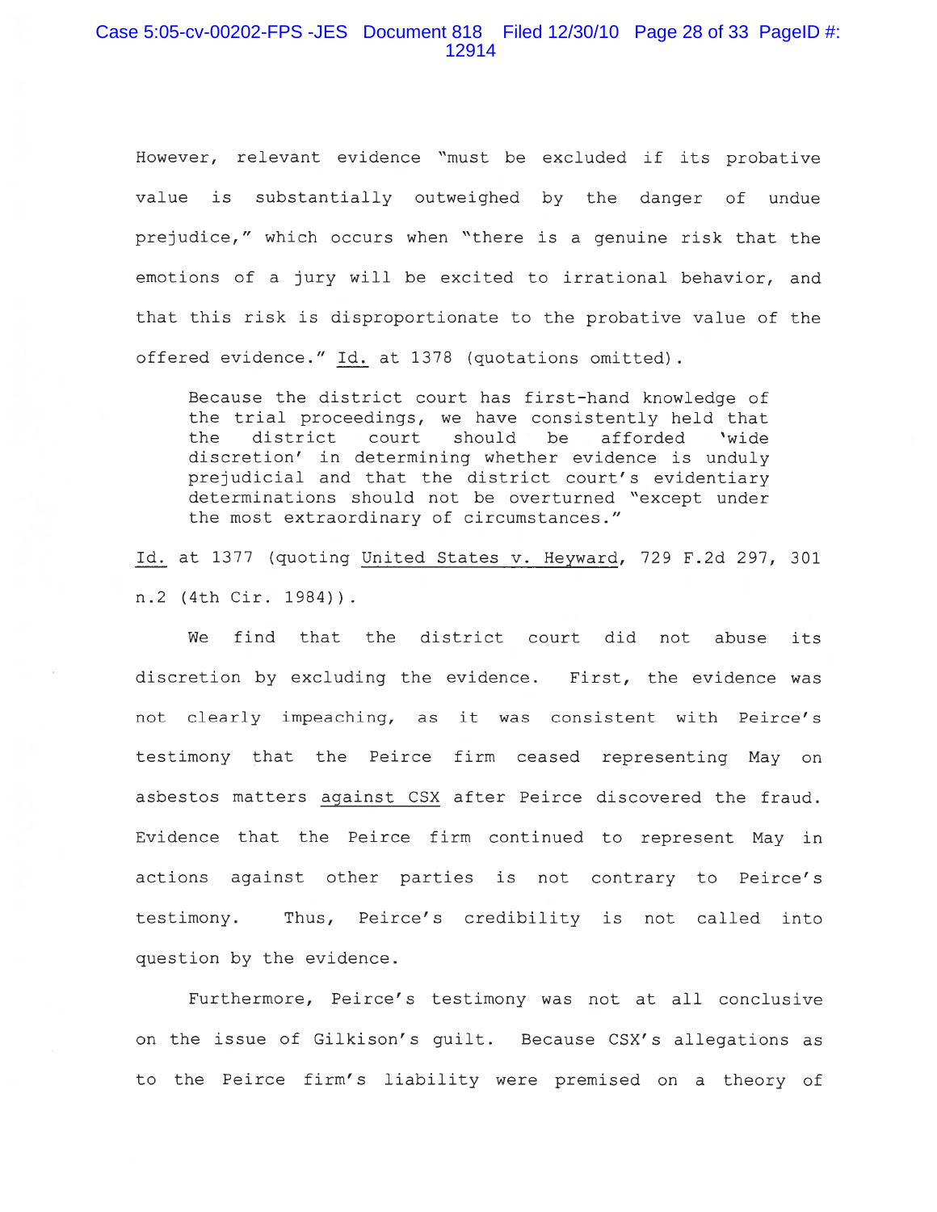However, relevant evidence "must be excluded if its probative value is substantially outweighed by the danger of undue prejudice," which occurs when "there is a genuine risk that the emotions of a jury will be excited to irrational behavior, and that this risk is disproportionate to the probative value of the offered evidence." Id. at 1378 (quotations omitted).

> Because the district court has first-hand knowledge of the trial proceedings, we have consistently held that the district court should be afforded 'wide discretion' in determining whether evidence is unduly prejudicial and that the district court's evidentiary determinations should not be overturned "except under the most extraordinary of circumstances."

Id. at 1377 (quoting United States v. Heyward, 729 F.2d 297, 301 n.2 (4th Cir. 1984)).

We find that the district court did not abuse its discretion by excluding the evidence. First, the evidence was not clearly impeaching, as it was consistent with Peirce's testimony that the Peirce firm ceased representing May on asbestos matters against CSX after Peirce discovered the fraud. Evidence that the Peirce firm continued to represent May in actions against other parties is not contrary to Peirce's testimony. Thus, Peirce's credibility is not called into question by the evidence.

Furthermore, Peirce's testimony was not at all conclusive on the issue of Gilkison's guilt. Because CSX's allegations as to the Peirce firm's liability were premised on a theory of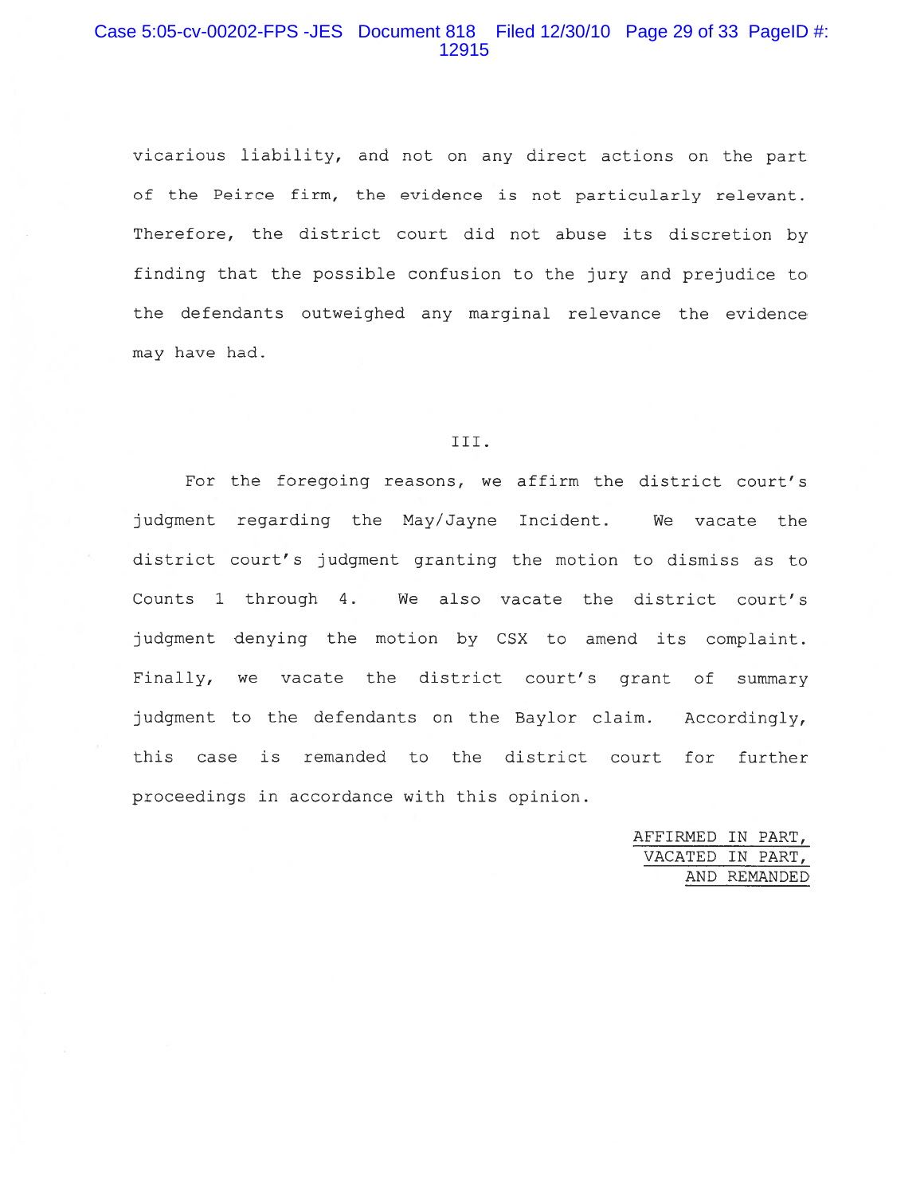vicarious liability, and not on any direct actions on the part of the Peirce firm, the evidence is not particularly relevant. Therefore, the district court did not abuse its discretion by finding that the possible confusion to the jury and prejudice to the defendants outweighed any marginal relevance the evidence may have had.

## III.

For the foregoing reasons, we affirm the district court's judgment regarding the May/Jayne Incident. We vacate the district court's judgment granting the motion to dismiss as to Counts 1 through 4. We also vacate the district court's judgment denying the motion by CSX to amend its complaint. Finally, we vacate the district court's grant of summary judgment to the defendants on the Baylor claim. Accordingly, this case is remanded to the district court for further proceedings in accordance with this opinion.

AFFIRMED IN PART,
VACATED IN PART,
AND REMANDED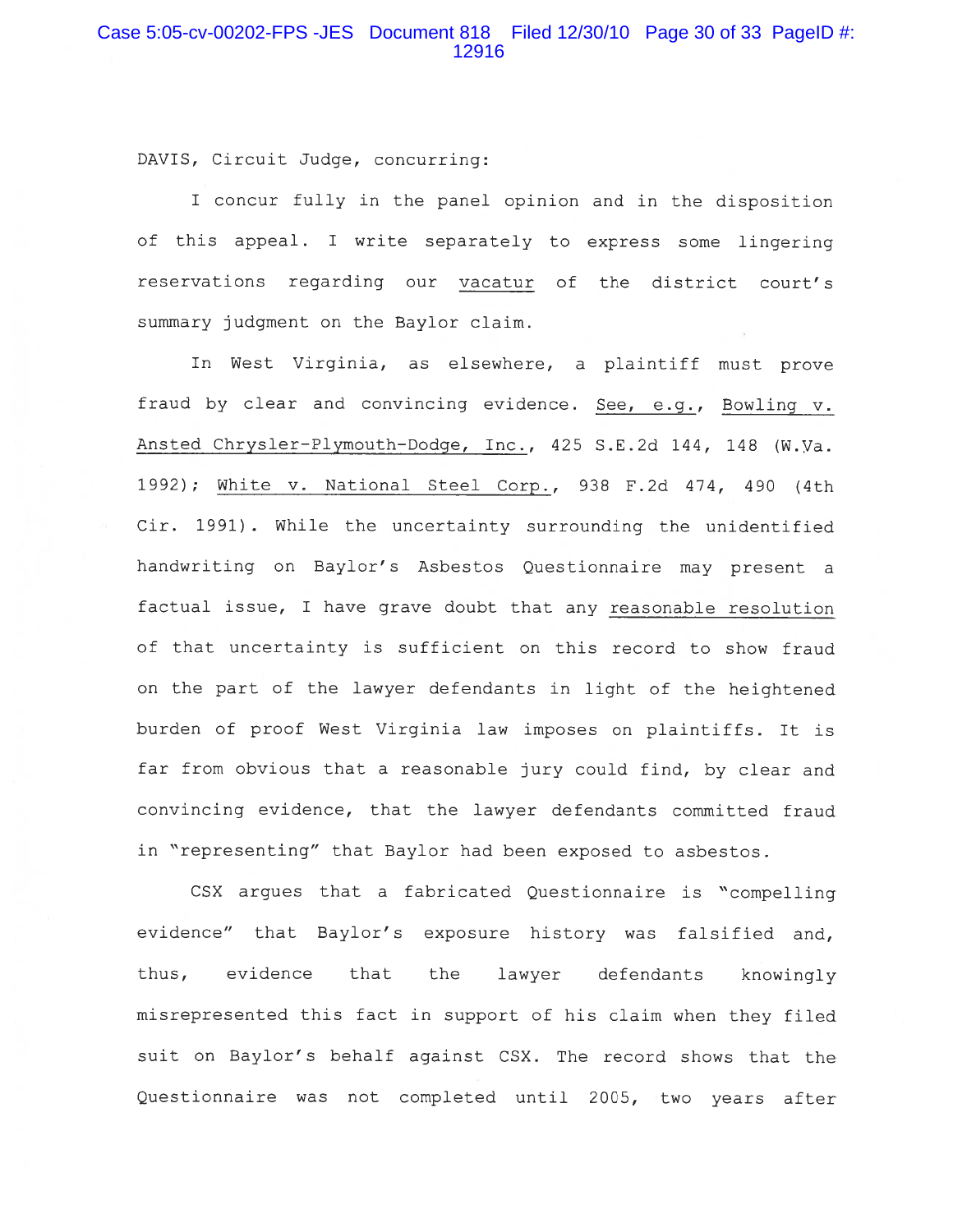DAVIS, Circuit Judge, concurring:

I concur fully in the panel opinion and in the disposition of this appeal. I write separately to express some lingering reservations regarding our vacatur of the district court's summary judgment on the Baylor claim.

In West Virginia, as elsewhere, a plaintiff must prove fraud by clear and convincing evidence. See, e.g., Bowling v. Ansted Chrysler-Plymouth-Dodge, Inc., 425 S.E.2d 144, 148 (W.Va. 1992); White v. National Steel Corp., 938 F.2d 474, 490 (4th Cir. 1991). While the uncertainty surrounding the unidentified handwriting on Baylor's Asbestos Questionnaire may present a factual issue, I have grave doubt that any reasonable resolution of that uncertainty is sufficient on this record to show fraud on the part of the lawyer defendants in light of the heightened burden of proof West Virginia law imposes on plaintiffs. It is far from obvious that a reasonable jury could find, by clear and convincing evidence, that the lawyer defendants committed fraud in "representing" that Baylor had been exposed to asbestos.

CSX argues that a fabricated Questionnaire is "compelling evidence" that Baylor's exposure history was falsified and, thus, evidence that the lawyer defendants knowingly misrepresented this fact in support of his claim when they filed suit on Baylor's behalf against CSX. The record shows that the Questionnaire was not completed until 2005, two years after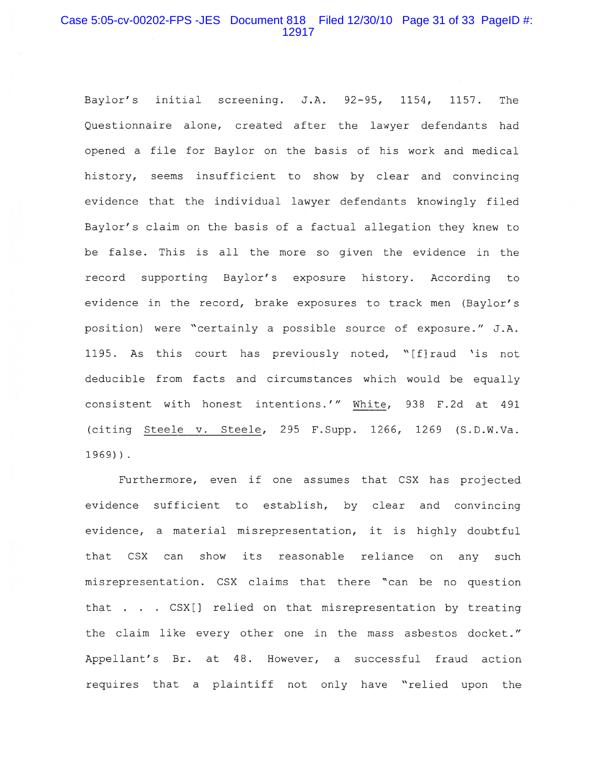Baylor's initial screening. J.A. 92-95, 1154, 1157. The Questionnaire alone, created after the lawyer defendants had opened a file for Baylor on the basis of his work and medical history, seems insufficient to show by clear and convincing evidence that the individual lawyer defendants knowingly filed Baylor's claim on the basis of a factual allegation they knew to be false. This is all the more so given the evidence in the record supporting Baylor's exposure history. According to evidence in the record, brake exposures to track men (Baylor's position) were "certainly a possible source of exposure." J.A. 1195. As this court has previously noted, "[f]raud 'is not deducible from facts and circumstances which would be equally consistent with honest intentions.'" White, 938 F.2d at 491 (citing Steele v. Steele, 295 F.Supp. 1266, 1269 (S.D.W.Va. 1969)).

Furthermore, even if one assumes that CSX has projected evidence sufficient to establish, by clear and convincing evidence, a material misrepresentation, it is highly doubtful that CSX can show its reasonable reliance on any such misrepresentation. CSX claims that there "can be no question that . . . CSX[] relied on that misrepresentation by treating the claim like every other one in the mass asbestos docket." Appellant's Br. at 48. However, a successful fraud action requires that a plaintiff not only have "relied upon the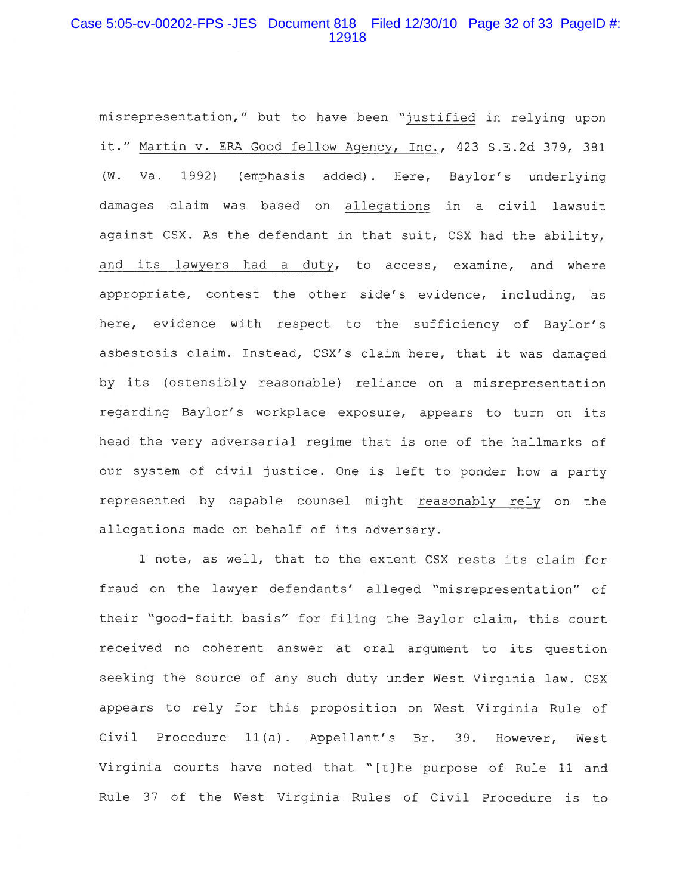misrepresentation," but to have been "justified in relying upon it." Martin v. ERA Good fellow Agency, Inc., 423 S.E.2d 379, 381 (W. Va. 1992) (emphasis added). Here, Baylor's underlying damages claim was based on allegations in a civil lawsuit against CSX. As the defendant in that suit, CSX had the ability, and its lawyers had a duty, to access, examine, and where appropriate, contest the other side's evidence, including, as here, evidence with respect to the sufficiency of Baylor's asbestosis claim. Instead, CSX's claim here, that it was damaged by its (ostensibly reasonable) reliance on a misrepresentation regarding Baylor's workplace exposure, appears to turn on its head the very adversarial regime that is one of the hallmarks of our system of civil justice. One is left to ponder how a party represented by capable counsel might reasonably rely on the allegations made on behalf of its adversary.

I note, as well, that to the extent CSX rests its claim for fraud on the lawyer defendants' alleged "misrepresentation" of their "good-faith basis" for filing the Baylor claim, this court received no coherent answer at oral argument to its question seeking the source of any such duty under West Virginia law. CSX appears to rely for this proposition on West Virginia Rule of Civil Procedure 11(a). Appellant's Br. 39. However, West Virginia courts have noted that "[t]he purpose of Rule 11 and Rule 37 of the West Virginia Rules of Civil Procedure is to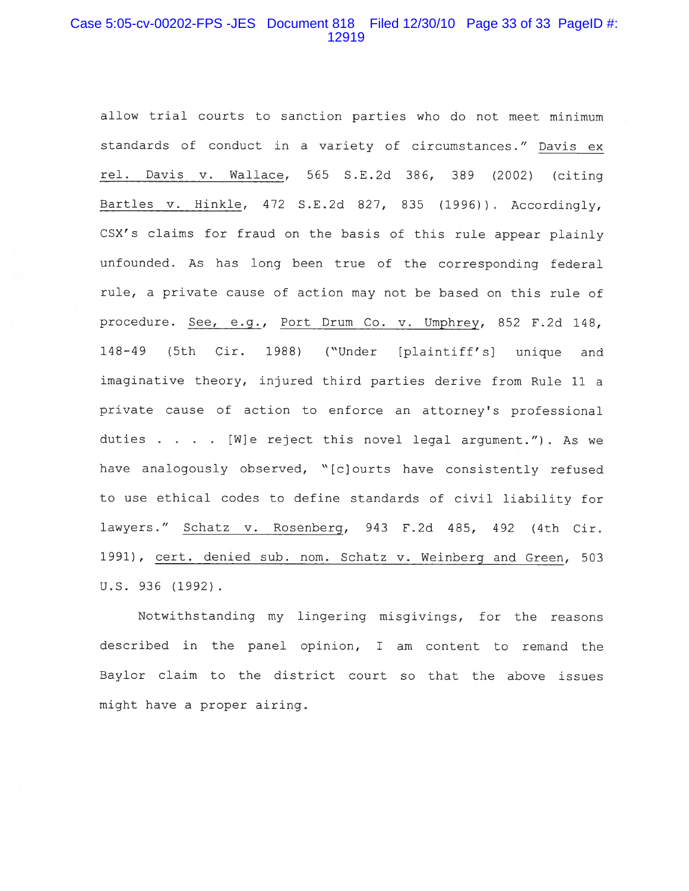allow trial courts to sanction parties who do not meet minimum standards of conduct in a variety of circumstances." Davis ex rel. Davis v. Wallace, 565 S.E.2d 386, 389 (2002) (citing Bartles v. Hinkle, 472 S.E.2d 827, 835 (1996)). Accordingly, CSX's claims for fraud on the basis of this rule appear plainly unfounded. As has long been true of the corresponding federal rule, a private cause of action may not be based on this rule of procedure. See, e.g., Port Drum Co. v. Umphrey, 852 F.2d 148, 148-49 (5th Cir. 1988) ("Under [plaintiff's] unique and imaginative theory, injured third parties derive from Rule 11 a private cause of action to enforce an attorney's professional duties . . . . [W]e reject this novel legal argument."). As we have analogously observed, "[c]ourts have consistently refused to use ethical codes to define standards of civil liability for lawyers." Schatz v. Rosenberg, 943 F.2d 485, 492 (4th Cir. 1991), cert. denied sub. nom. Schatz v. Weinberg and Green, 503 U.S. 936 (1992).

Notwithstanding my lingering misgivings, for the reasons described in the panel opinion, I am content to remand the Baylor claim to the district court so that the above issues might have a proper airing.